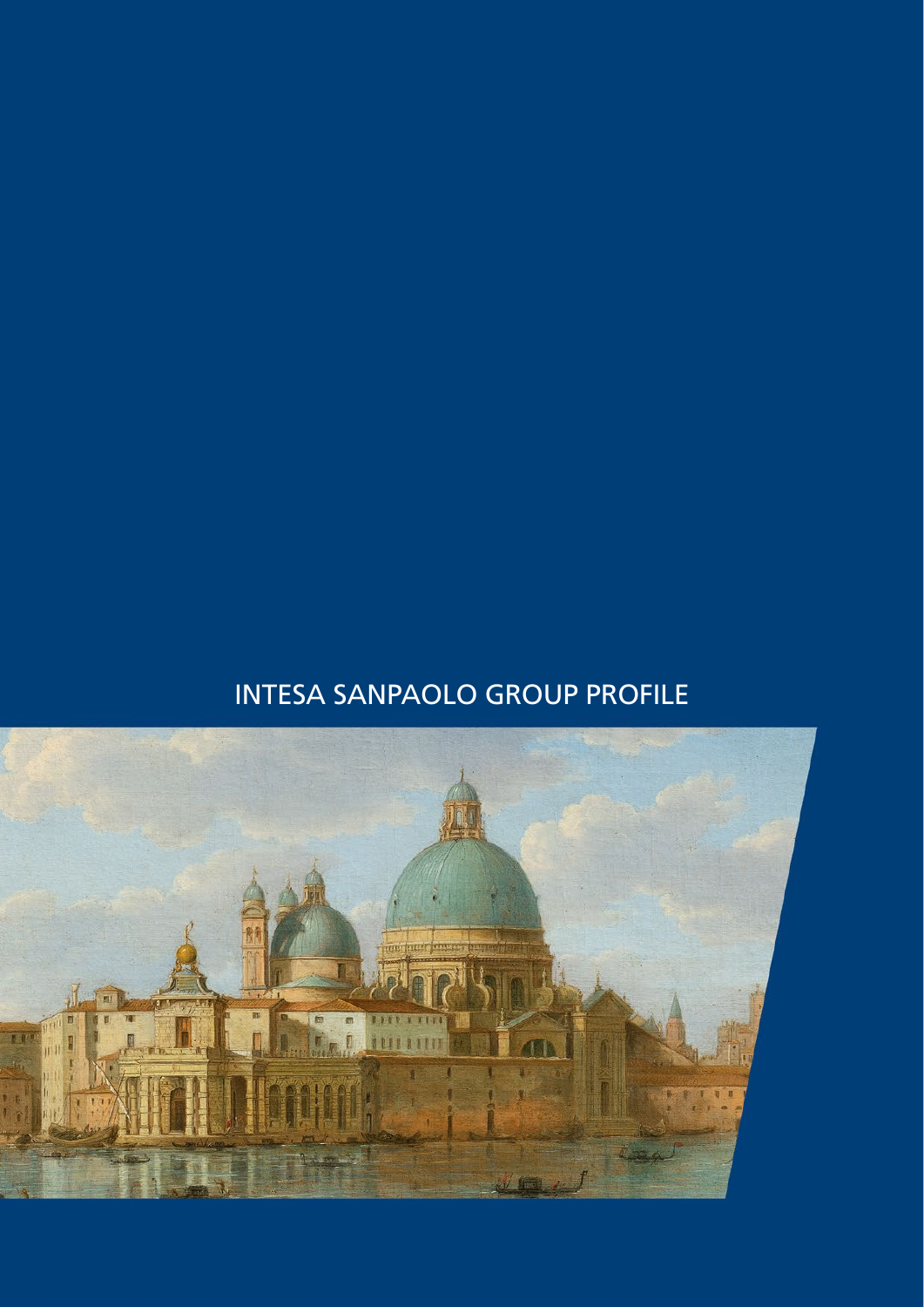# INTESA SANPAOLO GROUP PROFILE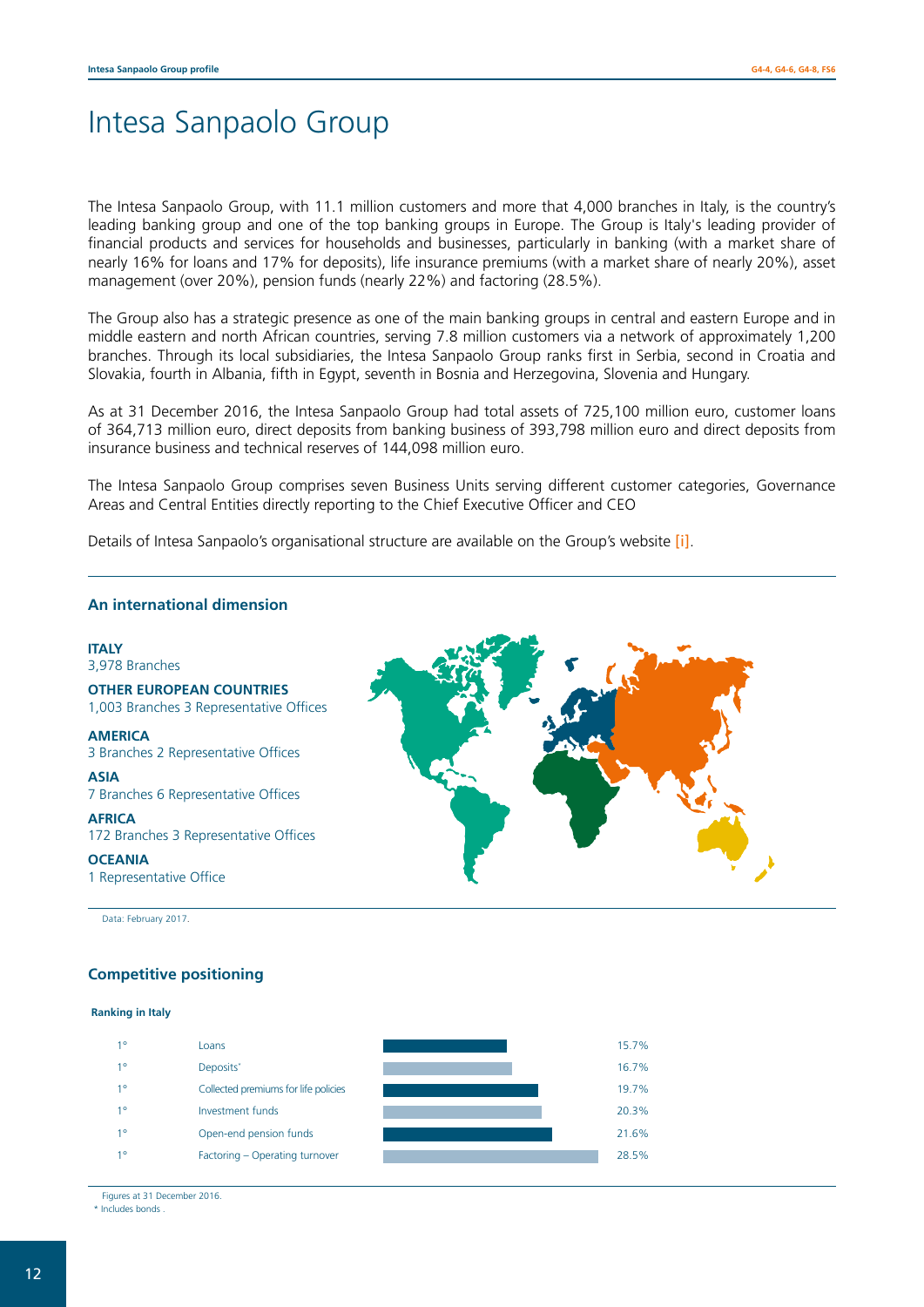# Intesa Sanpaolo Group

The Intesa Sanpaolo Group, with 11.1 million customers and more that 4,000 branches in Italy, is the country's leading banking group and one of the top banking groups in Europe. The Group is Italy's leading provider of financial products and services for households and businesses, particularly in banking (with a market share of nearly 16% for loans and 17% for deposits), life insurance premiums (with a market share of nearly 20%), asset management (over 20%), pension funds (nearly 22%) and factoring (28.5%).

The Group also has a strategic presence as one of the main banking groups in central and eastern Europe and in middle eastern and north African countries, serving 7.8 million customers via a network of approximately 1,200 branches. Through its local subsidiaries, the Intesa Sanpaolo Group ranks first in Serbia, second in Croatia and Slovakia, fourth in Albania, fifth in Egypt, seventh in Bosnia and Herzegovina, Slovenia and Hungary.

As at 31 December 2016, the Intesa Sanpaolo Group had total assets of 725,100 million euro, customer loans of 364,713 million euro, direct deposits from banking business of 393,798 million euro and direct deposits from insurance business and technical reserves of 144,098 million euro.

The Intesa Sanpaolo Group comprises seven Business Units serving different customer categories, Governance Areas and Central Entities directly reporting to the Chief Executive Officer and CEO

Details of Intesa Sanpaolo's organisational structure are available on the Group's website [i].

### An international dimension

**ITALY**
3,978 Branches

**OTHER EUROPEAN COUNTRIES**
1,003 Branches 3 Representative Offices

**AMERICA**
3 Branches 2 Representative Offices

**ASIA**
7 Branches 6 Representative Offices

**AFRICA**
172 Branches 3 Representative Offices

**OCEANIA**
1 Representative Office

Data: February 2017.

### Competitive positioning

**Ranking in Italy**

| Rank | Item | Market share |
|---|---|---|
| 1° | Loans | 15.7% |
| 1° | Deposits* | 16.7% |
| 1° | Collected premiums for life policies | 19.7% |
| 1° | Investment funds | 20.3% |
| 1° | Open-end pension funds | 21.6% |
| 1° | Factoring – Operating turnover | 28.5% |

Figures at 31 December 2016.
* Includes bonds .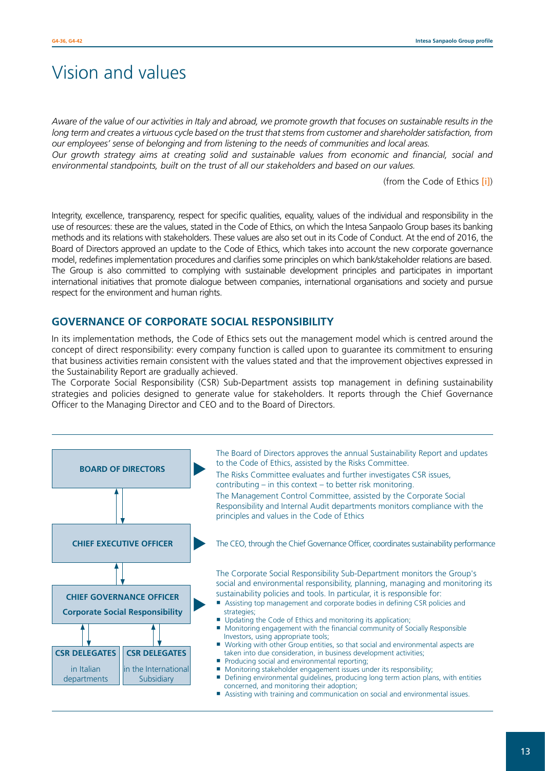# Vision and values

*Aware of the value of our activities in Italy and abroad, we promote growth that focuses on sustainable results in the long term and creates a virtuous cycle based on the trust that stems from customer and shareholder satisfaction, from our employees' sense of belonging and from listening to the needs of communities and local areas.*
*Our growth strategy aims at creating solid and sustainable values from economic and financial, social and environmental standpoints, built on the trust of all our stakeholders and based on our values.*

(from the Code of Ethics [i])

Integrity, excellence, transparency, respect for specific qualities, equality, values of the individual and responsibility in the use of resources: these are the values, stated in the Code of Ethics, on which the Intesa Sanpaolo Group bases its banking methods and its relations with stakeholders. These values are also set out in its Code of Conduct. At the end of 2016, the Board of Directors approved an update to the Code of Ethics, which takes into account the new corporate governance model, redefines implementation procedures and clarifies some principles on which bank/stakeholder relations are based. The Group is also committed to complying with sustainable development principles and participates in important international initiatives that promote dialogue between companies, international organisations and society and pursue respect for the environment and human rights.

## GOVERNANCE OF CORPORATE SOCIAL RESPONSIBILITY

In its implementation methods, the Code of Ethics sets out the management model which is centred around the concept of direct responsibility: every company function is called upon to guarantee its commitment to ensuring that business activities remain consistent with the values stated and that the improvement objectives expressed in the Sustainability Report are gradually achieved.
The Corporate Social Responsibility (CSR) Sub-Department assists top management in defining sustainability strategies and policies designed to generate value for stakeholders. It reports through the Chief Governance Officer to the Managing Director and CEO and to the Board of Directors.

**BOARD OF DIRECTORS**

The Board of Directors approves the annual Sustainability Report and updates to the Code of Ethics, assisted by the Risks Committee.
The Risks Committee evaluates and further investigates CSR issues, contributing – in this context – to better risk monitoring.
The Management Control Committee, assisted by the Corporate Social Responsibility and Internal Audit departments monitors compliance with the principles and values in the Code of Ethics

**CHIEF EXECUTIVE OFFICER**

The CEO, through the Chief Governance Officer, coordinates sustainability performance

**CHIEF GOVERNANCE OFFICER**
**Corporate Social Responsibility**

The Corporate Social Responsibility Sub-Department monitors the Group's social and environmental responsibility, planning, managing and monitoring its sustainability policies and tools. In particular, it is responsible for:

- Assisting top management and corporate bodies in defining CSR policies and strategies;
- Updating the Code of Ethics and monitoring its application;
- Monitoring engagement with the financial community of Socially Responsible Investors, using appropriate tools;
- Working with other Group entities, so that social and environmental aspects are taken into due consideration, in business development activities;
- Producing social and environmental reporting;
- Monitoring stakeholder engagement issues under its responsibility;
- Defining environmental guidelines, producing long term action plans, with entities concerned, and monitoring their adoption;
- Assisting with training and communication on social and environmental issues.

**CSR DELEGATES** in Italian departments

**CSR DELEGATES** in the International Subsidiary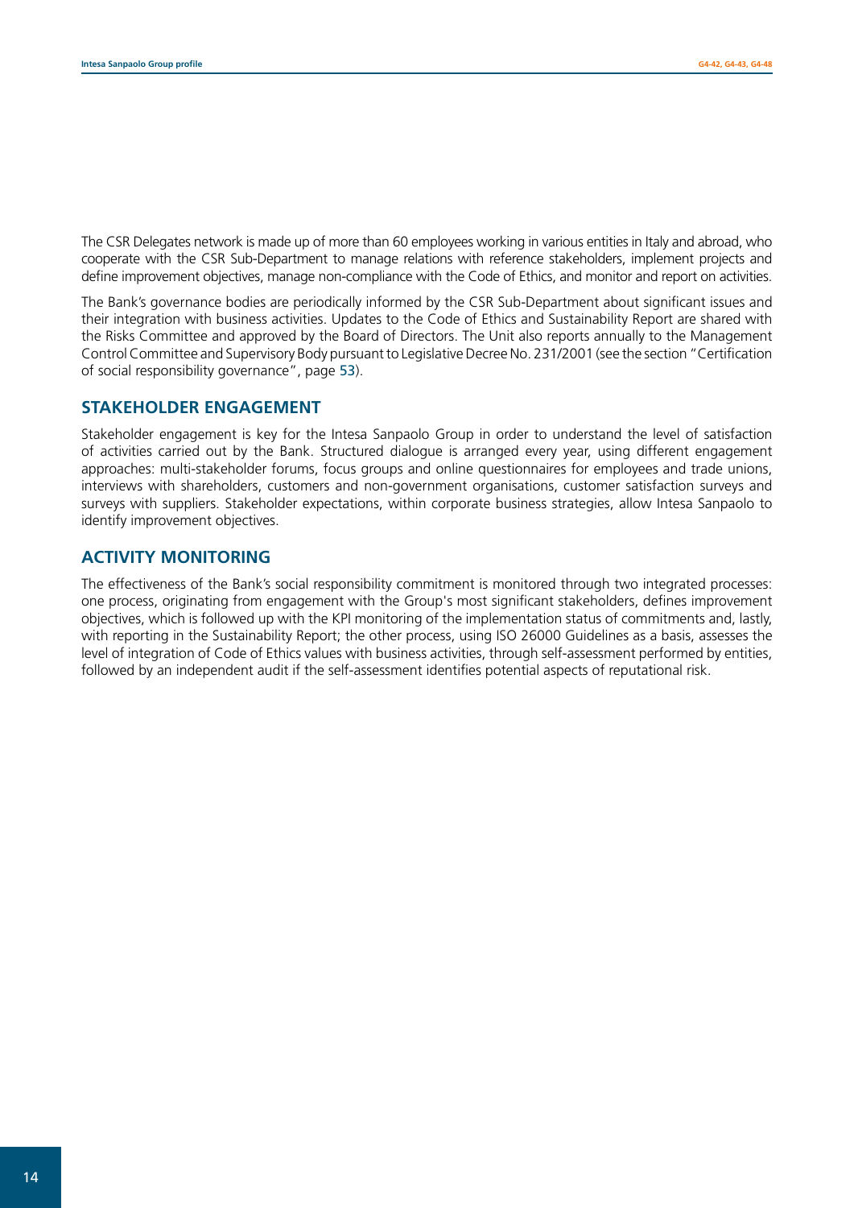The CSR Delegates network is made up of more than 60 employees working in various entities in Italy and abroad, who cooperate with the CSR Sub-Department to manage relations with reference stakeholders, implement projects and define improvement objectives, manage non-compliance with the Code of Ethics, and monitor and report on activities.

The Bank's governance bodies are periodically informed by the CSR Sub-Department about significant issues and their integration with business activities. Updates to the Code of Ethics and Sustainability Report are shared with the Risks Committee and approved by the Board of Directors. The Unit also reports annually to the Management Control Committee and Supervisory Body pursuant to Legislative Decree No. 231/2001 (see the section "Certification of social responsibility governance", page 53).

## STAKEHOLDER ENGAGEMENT

Stakeholder engagement is key for the Intesa Sanpaolo Group in order to understand the level of satisfaction of activities carried out by the Bank. Structured dialogue is arranged every year, using different engagement approaches: multi-stakeholder forums, focus groups and online questionnaires for employees and trade unions, interviews with shareholders, customers and non-government organisations, customer satisfaction surveys and surveys with suppliers. Stakeholder expectations, within corporate business strategies, allow Intesa Sanpaolo to identify improvement objectives.

## ACTIVITY MONITORING

The effectiveness of the Bank's social responsibility commitment is monitored through two integrated processes: one process, originating from engagement with the Group's most significant stakeholders, defines improvement objectives, which is followed up with the KPI monitoring of the implementation status of commitments and, lastly, with reporting in the Sustainability Report; the other process, using ISO 26000 Guidelines as a basis, assesses the level of integration of Code of Ethics values with business activities, through self-assessment performed by entities, followed by an independent audit if the self-assessment identifies potential aspects of reputational risk.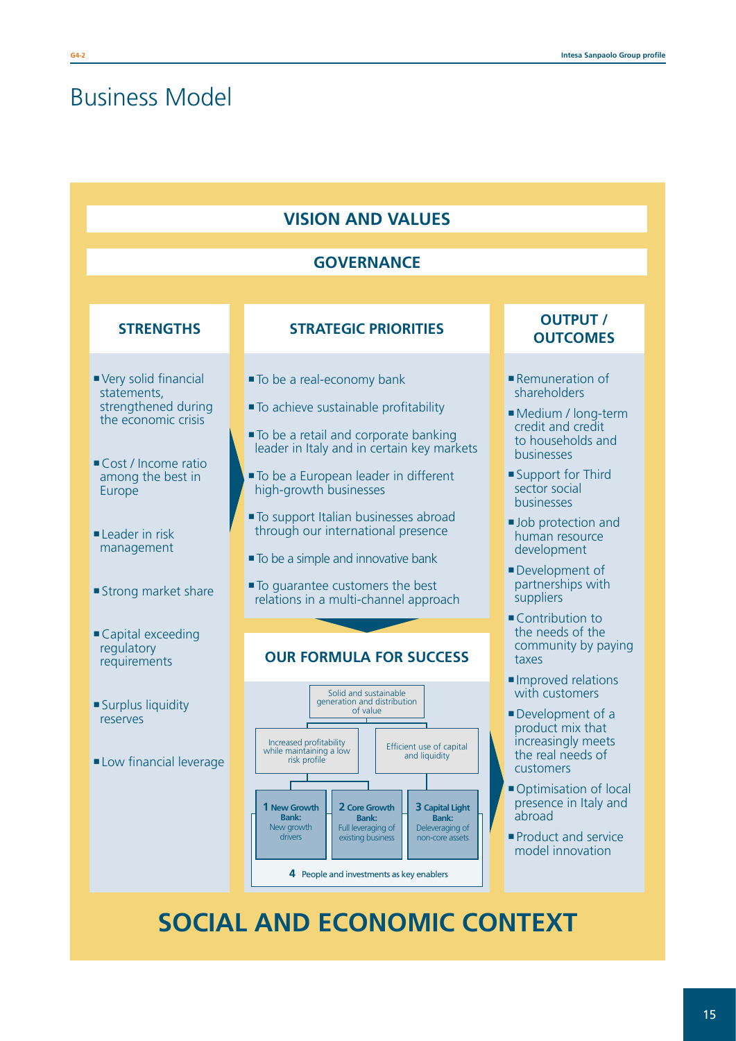# Business Model

## VISION AND VALUES

## GOVERNANCE

### STRENGTHS

- Very solid financial statements, strengthened during the economic crisis
- Cost / Income ratio among the best in Europe
- Leader in risk management
- Strong market share
- Capital exceeding regulatory requirements
- Surplus liquidity reserves
- Low financial leverage

### STRATEGIC PRIORITIES

- To be a real-economy bank
- To achieve sustainable profitability
- To be a retail and corporate banking leader in Italy and in certain key markets
- To be a European leader in different high-growth businesses
- To support Italian businesses abroad through our international presence
- To be a simple and innovative bank
- To guarantee customers the best relations in a multi-channel approach

### OUR FORMULA FOR SUCCESS

Solid and sustainable generation and distribution of value

- Increased profitability while maintaining a low risk profile
- Efficient use of capital and liquidity

1. **New Growth Bank:** New growth drivers
2. **Core Growth Bank:** Full leveraging of existing business
3. **Capital Light Bank:** Deleveraging of non-core assets
4. People and investments as key enablers

### OUTPUT / OUTCOMES

- Remuneration of shareholders
- Medium / long-term credit and credit to households and businesses
- Support for Third sector social businesses
- Job protection and human resource development
- Development of partnerships with suppliers
- Contribution to the needs of the community by paying taxes
- Improved relations with customers
- Development of a product mix that increasingly meets the real needs of customers
- Optimisation of local presence in Italy and abroad
- Product and service model innovation

## SOCIAL AND ECONOMIC CONTEXT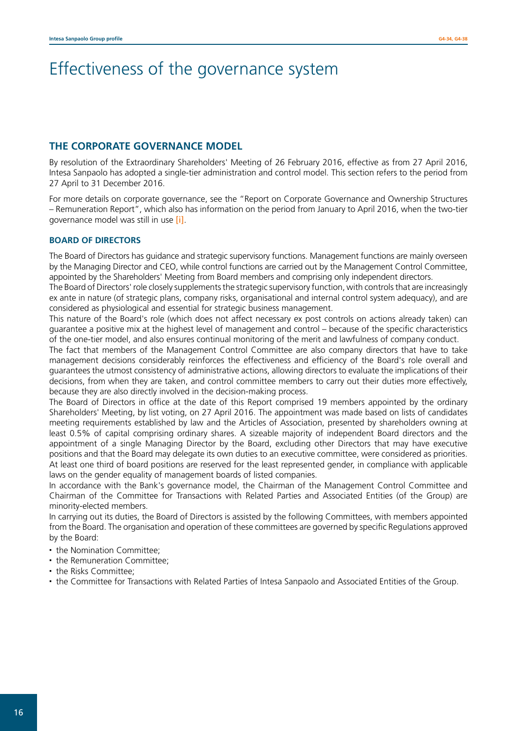# Effectiveness of the governance system

## THE CORPORATE GOVERNANCE MODEL

By resolution of the Extraordinary Shareholders' Meeting of 26 February 2016, effective as from 27 April 2016, Intesa Sanpaolo has adopted a single-tier administration and control model. This section refers to the period from 27 April to 31 December 2016.

For more details on corporate governance, see the "Report on Corporate Governance and Ownership Structures – Remuneration Report", which also has information on the period from January to April 2016, when the two-tier governance model was still in use [i].

### BOARD OF DIRECTORS

The Board of Directors has guidance and strategic supervisory functions. Management functions are mainly overseen by the Managing Director and CEO, while control functions are carried out by the Management Control Committee, appointed by the Shareholders' Meeting from Board members and comprising only independent directors.

The Board of Directors' role closely supplements the strategic supervisory function, with controls that are increasingly ex ante in nature (of strategic plans, company risks, organisational and internal control system adequacy), and are considered as physiological and essential for strategic business management.

This nature of the Board's role (which does not affect necessary ex post controls on actions already taken) can guarantee a positive mix at the highest level of management and control – because of the specific characteristics of the one-tier model, and also ensures continual monitoring of the merit and lawfulness of company conduct.

The fact that members of the Management Control Committee are also company directors that have to take management decisions considerably reinforces the effectiveness and efficiency of the Board's role overall and guarantees the utmost consistency of administrative actions, allowing directors to evaluate the implications of their decisions, from when they are taken, and control committee members to carry out their duties more effectively, because they are also directly involved in the decision-making process.

The Board of Directors in office at the date of this Report comprised 19 members appointed by the ordinary Shareholders' Meeting, by list voting, on 27 April 2016. The appointment was made based on lists of candidates meeting requirements established by law and the Articles of Association, presented by shareholders owning at least 0.5% of capital comprising ordinary shares. A sizeable majority of independent Board directors and the appointment of a single Managing Director by the Board, excluding other Directors that may have executive positions and that the Board may delegate its own duties to an executive committee, were considered as priorities. At least one third of board positions are reserved for the least represented gender, in compliance with applicable laws on the gender equality of management boards of listed companies.

In accordance with the Bank's governance model, the Chairman of the Management Control Committee and Chairman of the Committee for Transactions with Related Parties and Associated Entities (of the Group) are minority-elected members.

In carrying out its duties, the Board of Directors is assisted by the following Committees, with members appointed from the Board. The organisation and operation of these committees are governed by specific Regulations approved by the Board:

- the Nomination Committee;
- the Remuneration Committee;
- the Risks Committee;
- the Committee for Transactions with Related Parties of Intesa Sanpaolo and Associated Entities of the Group.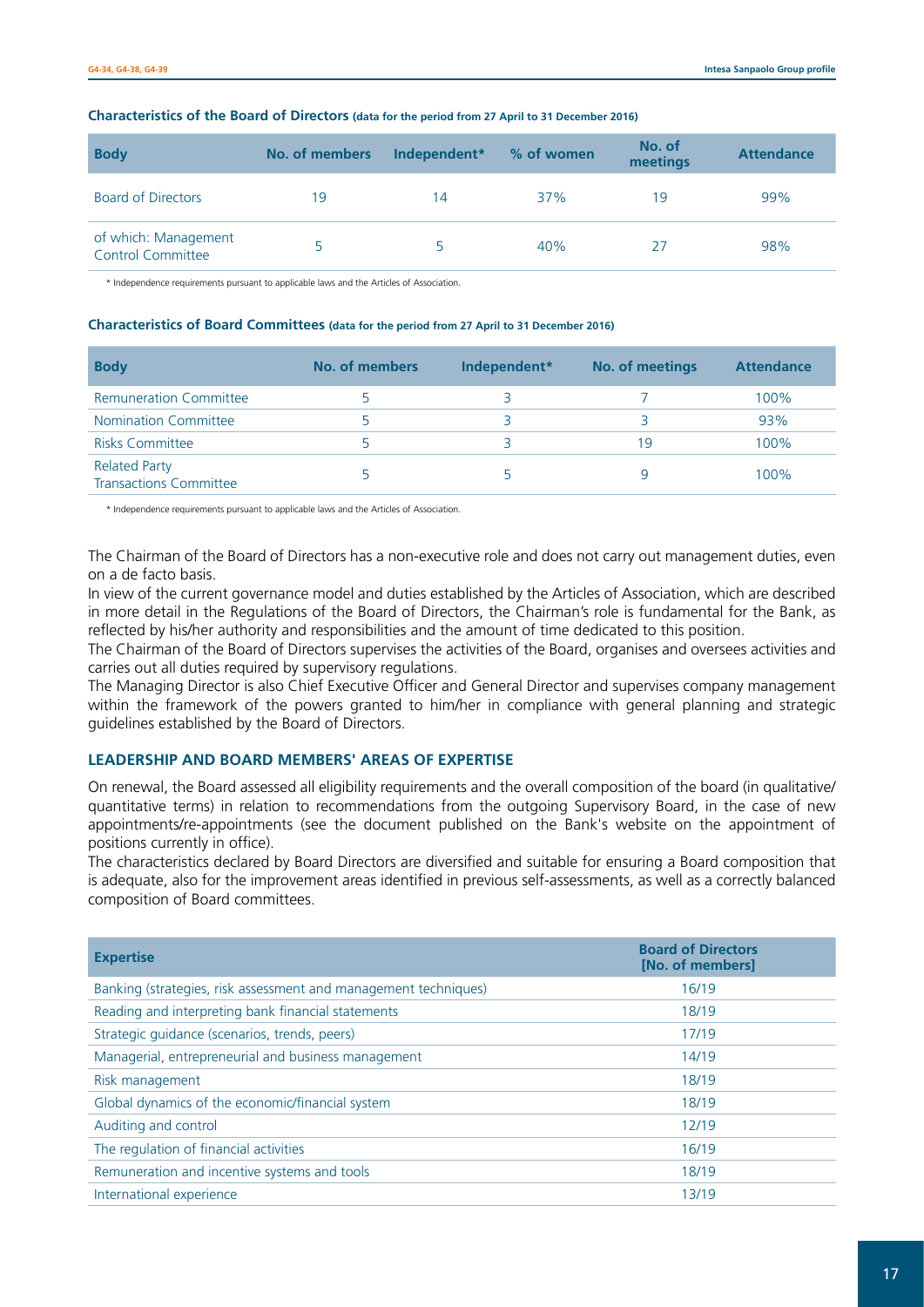**Characteristics of the Board of Directors** (data for the period from 27 April to 31 December 2016)

| Body | No. of members | Independent* | % of women | No. of meetings | Attendance |
|---|---|---|---|---|---|
| Board of Directors | 19 | 14 | 37% | 19 | 99% |
| of which: Management Control Committee | 5 | 5 | 40% | 27 | 98% |

\* Independence requirements pursuant to applicable laws and the Articles of Association.

**Characteristics of Board Committees** (data for the period from 27 April to 31 December 2016)

| Body | No. of members | Independent* | No. of meetings | Attendance |
|---|---|---|---|---|
| Remuneration Committee | 5 | 3 | 7 | 100% |
| Nomination Committee | 5 | 3 | 3 | 93% |
| Risks Committee | 5 | 3 | 19 | 100% |
| Related Party Transactions Committee | 5 | 5 | 9 | 100% |

\* Independence requirements pursuant to applicable laws and the Articles of Association.

The Chairman of the Board of Directors has a non-executive role and does not carry out management duties, even on a de facto basis.

In view of the current governance model and duties established by the Articles of Association, which are described in more detail in the Regulations of the Board of Directors, the Chairman's role is fundamental for the Bank, as reflected by his/her authority and responsibilities and the amount of time dedicated to this position.

The Chairman of the Board of Directors supervises the activities of the Board, organises and oversees activities and carries out all duties required by supervisory regulations.

The Managing Director is also Chief Executive Officer and General Director and supervises company management within the framework of the powers granted to him/her in compliance with general planning and strategic guidelines established by the Board of Directors.

### LEADERSHIP AND BOARD MEMBERS' AREAS OF EXPERTISE

On renewal, the Board assessed all eligibility requirements and the overall composition of the board (in qualitative/quantitative terms) in relation to recommendations from the outgoing Supervisory Board, in the case of new appointments/re-appointments (see the document published on the Bank's website on the appointment of positions currently in office).

The characteristics declared by Board Directors are diversified and suitable for ensuring a Board composition that is adequate, also for the improvement areas identified in previous self-assessments, as well as a correctly balanced composition of Board committees.

| Expertise | Board of Directors [No. of members] |
|---|---|
| Banking (strategies, risk assessment and management techniques) | 16/19 |
| Reading and interpreting bank financial statements | 18/19 |
| Strategic guidance (scenarios, trends, peers) | 17/19 |
| Managerial, entrepreneurial and business management | 14/19 |
| Risk management | 18/19 |
| Global dynamics of the economic/financial system | 18/19 |
| Auditing and control | 12/19 |
| The regulation of financial activities | 16/19 |
| Remuneration and incentive systems and tools | 18/19 |
| International experience | 13/19 |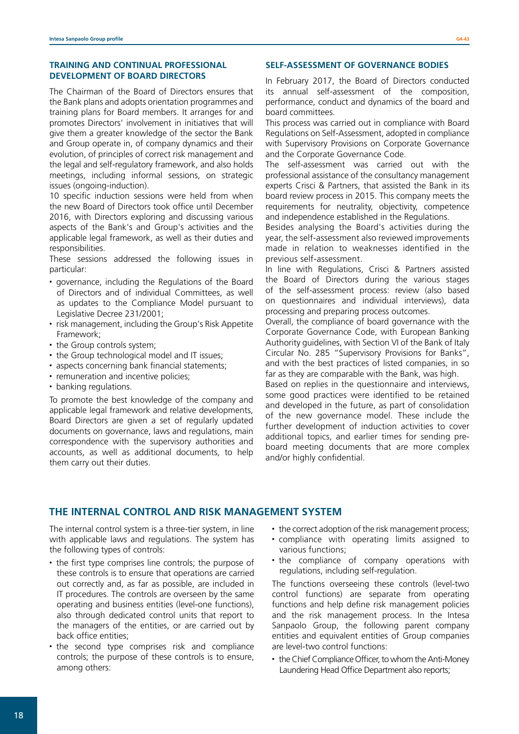### TRAINING AND CONTINUAL PROFESSIONAL DEVELOPMENT OF BOARD DIRECTORS

The Chairman of the Board of Directors ensures that the Bank plans and adopts orientation programmes and training plans for Board members. It arranges for and promotes Directors' involvement in initiatives that will give them a greater knowledge of the sector the Bank and Group operate in, of company dynamics and their evolution, of principles of correct risk management and the legal and self-regulatory framework, and also holds meetings, including informal sessions, on strategic issues (ongoing-induction).

10 specific induction sessions were held from when the new Board of Directors took office until December 2016, with Directors exploring and discussing various aspects of the Bank's and Group's activities and the applicable legal framework, as well as their duties and responsibilities.

These sessions addressed the following issues in particular:

- governance, including the Regulations of the Board of Directors and of individual Committees, as well as updates to the Compliance Model pursuant to Legislative Decree 231/2001;
- risk management, including the Group's Risk Appetite Framework;
- the Group controls system;
- the Group technological model and IT issues;
- aspects concerning bank financial statements;
- remuneration and incentive policies;
- banking regulations.

To promote the best knowledge of the company and applicable legal framework and relative developments, Board Directors are given a set of regularly updated documents on governance, laws and regulations, main correspondence with the supervisory authorities and accounts, as well as additional documents, to help them carry out their duties.

### SELF-ASSESSMENT OF GOVERNANCE BODIES

In February 2017, the Board of Directors conducted its annual self-assessment of the composition, performance, conduct and dynamics of the board and board committees.

This process was carried out in compliance with Board Regulations on Self-Assessment, adopted in compliance with Supervisory Provisions on Corporate Governance and the Corporate Governance Code.

The self-assessment was carried out with the professional assistance of the consultancy management experts Crisci & Partners, that assisted the Bank in its board review process in 2015. This company meets the requirements for neutrality, objectivity, competence and independence established in the Regulations.

Besides analysing the Board's activities during the year, the self-assessment also reviewed improvements made in relation to weaknesses identified in the previous self-assessment.

In line with Regulations, Crisci & Partners assisted the Board of Directors during the various stages of the self-assessment process: review (also based on questionnaires and individual interviews), data processing and preparing process outcomes.

Overall, the compliance of board governance with the Corporate Governance Code, with European Banking Authority guidelines, with Section VI of the Bank of Italy Circular No. 285 "Supervisory Provisions for Banks", and with the best practices of listed companies, in so far as they are comparable with the Bank, was high.

Based on replies in the questionnaire and interviews, some good practices were identified to be retained and developed in the future, as part of consolidation of the new governance model. These include the further development of induction activities to cover additional topics, and earlier times for sending pre-board meeting documents that are more complex and/or highly confidential.

## THE INTERNAL CONTROL AND RISK MANAGEMENT SYSTEM

The internal control system is a three-tier system, in line with applicable laws and regulations. The system has the following types of controls:

- the first type comprises line controls; the purpose of these controls is to ensure that operations are carried out correctly and, as far as possible, are included in IT procedures. The controls are overseen by the same operating and business entities (level-one functions), also through dedicated control units that report to the managers of the entities, or are carried out by back office entities;
- the second type comprises risk and compliance controls; the purpose of these controls is to ensure, among others:
  - the correct adoption of the risk management process;
  - compliance with operating limits assigned to various functions;
  - the compliance of company operations with regulations, including self-regulation.

  The functions overseeing these controls (level-two control functions) are separate from operating functions and help define risk management policies and the risk management process. In the Intesa Sanpaolo Group, the following parent company entities and equivalent entities of Group companies are level-two control functions:

  - the Chief Compliance Officer, to whom the Anti-Money Laundering Head Office Department also reports;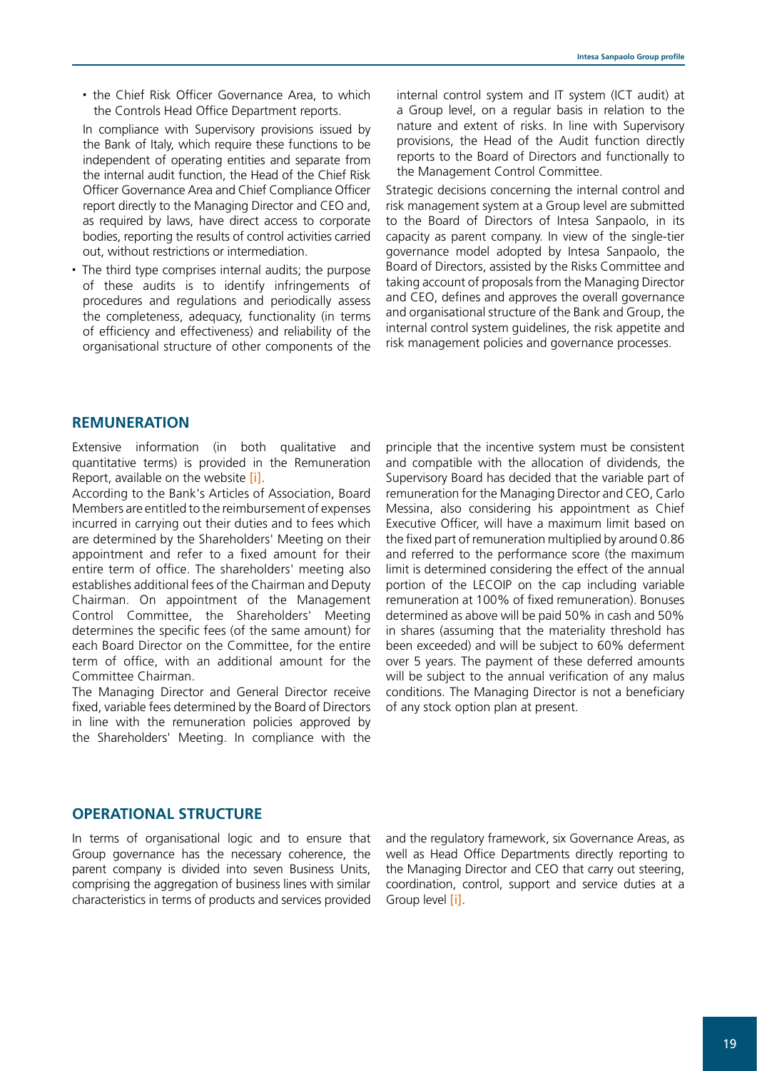- the Chief Risk Officer Governance Area, to which the Controls Head Office Department reports.

In compliance with Supervisory provisions issued by the Bank of Italy, which require these functions to be independent of operating entities and separate from the internal audit function, the Head of the Chief Risk Officer Governance Area and Chief Compliance Officer report directly to the Managing Director and CEO and, as required by laws, have direct access to corporate bodies, reporting the results of control activities carried out, without restrictions or intermediation.

- The third type comprises internal audits; the purpose of these audits is to identify infringements of procedures and regulations and periodically assess the completeness, adequacy, functionality (in terms of efficiency and effectiveness) and reliability of the organisational structure of other components of the internal control system and IT system (ICT audit) at a Group level, on a regular basis in relation to the nature and extent of risks. In line with Supervisory provisions, the Head of the Audit function directly reports to the Board of Directors and functionally to the Management Control Committee.

Strategic decisions concerning the internal control and risk management system at a Group level are submitted to the Board of Directors of Intesa Sanpaolo, in its capacity as parent company. In view of the single-tier governance model adopted by Intesa Sanpaolo, the Board of Directors, assisted by the Risks Committee and taking account of proposals from the Managing Director and CEO, defines and approves the overall governance and organisational structure of the Bank and Group, the internal control system guidelines, the risk appetite and risk management policies and governance processes.

## REMUNERATION

Extensive information (in both qualitative and quantitative terms) is provided in the Remuneration Report, available on the website [i].

According to the Bank's Articles of Association, Board Members are entitled to the reimbursement of expenses incurred in carrying out their duties and to fees which are determined by the Shareholders' Meeting on their appointment and refer to a fixed amount for their entire term of office. The shareholders' meeting also establishes additional fees of the Chairman and Deputy Chairman. On appointment of the Management Control Committee, the Shareholders' Meeting determines the specific fees (of the same amount) for each Board Director on the Committee, for the entire term of office, with an additional amount for the Committee Chairman.

The Managing Director and General Director receive fixed, variable fees determined by the Board of Directors in line with the remuneration policies approved by the Shareholders' Meeting. In compliance with the principle that the incentive system must be consistent and compatible with the allocation of dividends, the Supervisory Board has decided that the variable part of remuneration for the Managing Director and CEO, Carlo Messina, also considering his appointment as Chief Executive Officer, will have a maximum limit based on the fixed part of remuneration multiplied by around 0.86 and referred to the performance score (the maximum limit is determined considering the effect of the annual portion of the LECOIP on the cap including variable remuneration at 100% of fixed remuneration). Bonuses determined as above will be paid 50% in cash and 50% in shares (assuming that the materiality threshold has been exceeded) and will be subject to 60% deferment over 5 years. The payment of these deferred amounts will be subject to the annual verification of any malus conditions. The Managing Director is not a beneficiary of any stock option plan at present.

## OPERATIONAL STRUCTURE

In terms of organisational logic and to ensure that Group governance has the necessary coherence, the parent company is divided into seven Business Units, comprising the aggregation of business lines with similar characteristics in terms of products and services provided and the regulatory framework, six Governance Areas, as well as Head Office Departments directly reporting to the Managing Director and CEO that carry out steering, coordination, control, support and service duties at a Group level [i].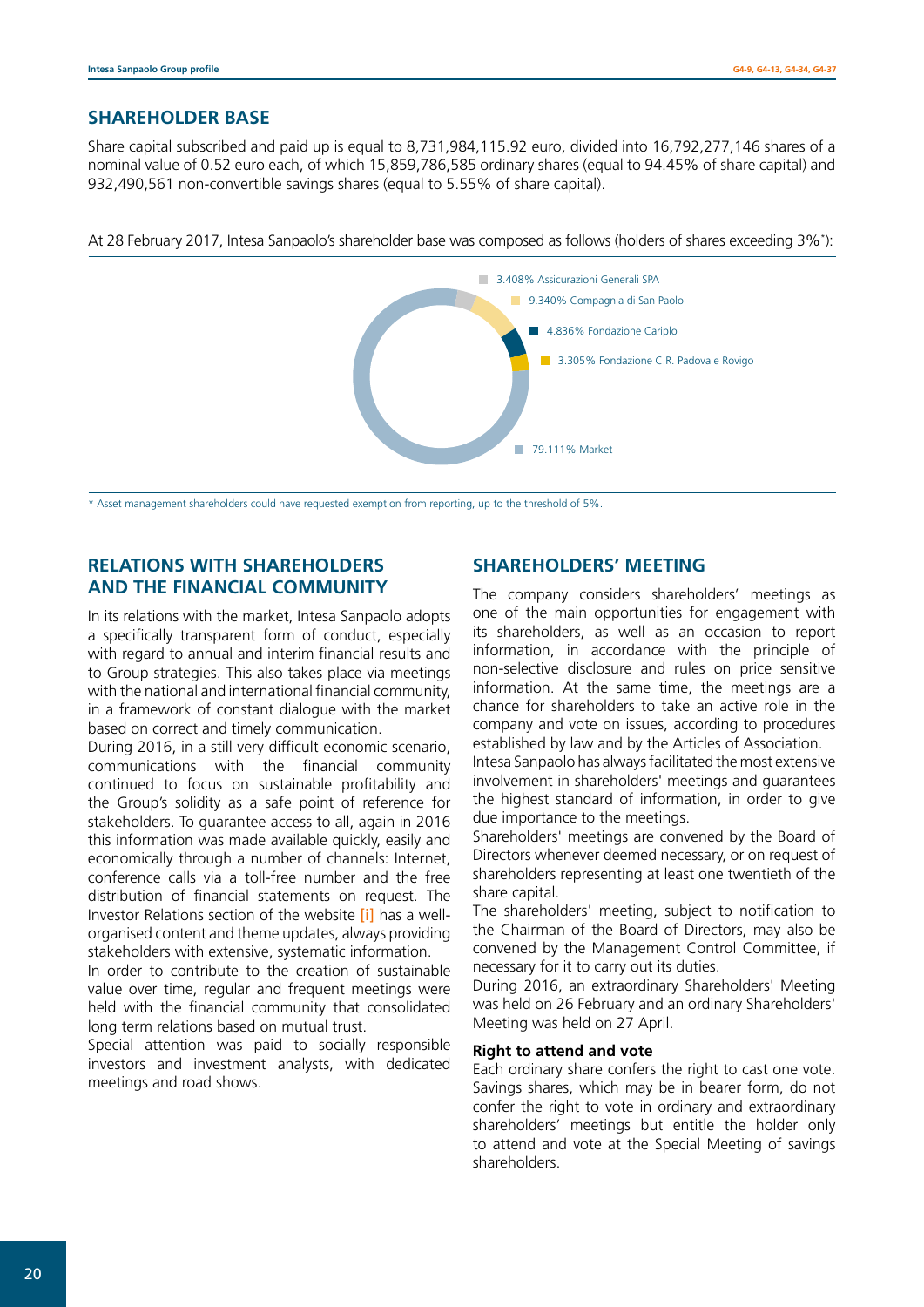## SHAREHOLDER BASE

Share capital subscribed and paid up is equal to 8,731,984,115.92 euro, divided into 16,792,277,146 shares of a nominal value of 0.52 euro each, of which 15,859,786,585 ordinary shares (equal to 94.45% of share capital) and 932,490,561 non-convertible savings shares (equal to 5.55% of share capital).

At 28 February 2017, Intesa Sanpaolo's shareholder base was composed as follows (holders of shares exceeding 3%*):

- 3.408% Assicurazioni Generali SPA
- 9.340% Compagnia di San Paolo
- 4.836% Fondazione Cariplo
- 3.305% Fondazione C.R. Padova e Rovigo
- 79.111% Market

\* Asset management shareholders could have requested exemption from reporting, up to the threshold of 5%.

## RELATIONS WITH SHAREHOLDERS AND THE FINANCIAL COMMUNITY

In its relations with the market, Intesa Sanpaolo adopts a specifically transparent form of conduct, especially with regard to annual and interim financial results and to Group strategies. This also takes place via meetings with the national and international financial community, in a framework of constant dialogue with the market based on correct and timely communication.

During 2016, in a still very difficult economic scenario, communications with the financial community continued to focus on sustainable profitability and the Group's solidity as a safe point of reference for stakeholders. To guarantee access to all, again in 2016 this information was made available quickly, easily and economically through a number of channels: Internet, conference calls via a toll-free number and the free distribution of financial statements on request. The Investor Relations section of the website [i] has a well-organised content and theme updates, always providing stakeholders with extensive, systematic information.

In order to contribute to the creation of sustainable value over time, regular and frequent meetings were held with the financial community that consolidated long term relations based on mutual trust.

Special attention was paid to socially responsible investors and investment analysts, with dedicated meetings and road shows.

## SHAREHOLDERS' MEETING

The company considers shareholders' meetings as one of the main opportunities for engagement with its shareholders, as well as an occasion to report information, in accordance with the principle of non-selective disclosure and rules on price sensitive information. At the same time, the meetings are a chance for shareholders to take an active role in the company and vote on issues, according to procedures established by law and by the Articles of Association.

Intesa Sanpaolo has always facilitated the most extensive involvement in shareholders' meetings and guarantees the highest standard of information, in order to give due importance to the meetings.

Shareholders' meetings are convened by the Board of Directors whenever deemed necessary, or on request of shareholders representing at least one twentieth of the share capital.

The shareholders' meeting, subject to notification to the Chairman of the Board of Directors, may also be convened by the Management Control Committee, if necessary for it to carry out its duties.

During 2016, an extraordinary Shareholders' Meeting was held on 26 February and an ordinary Shareholders' Meeting was held on 27 April.

**Right to attend and vote**

Each ordinary share confers the right to cast one vote. Savings shares, which may be in bearer form, do not confer the right to vote in ordinary and extraordinary shareholders' meetings but entitle the holder only to attend and vote at the Special Meeting of savings shareholders.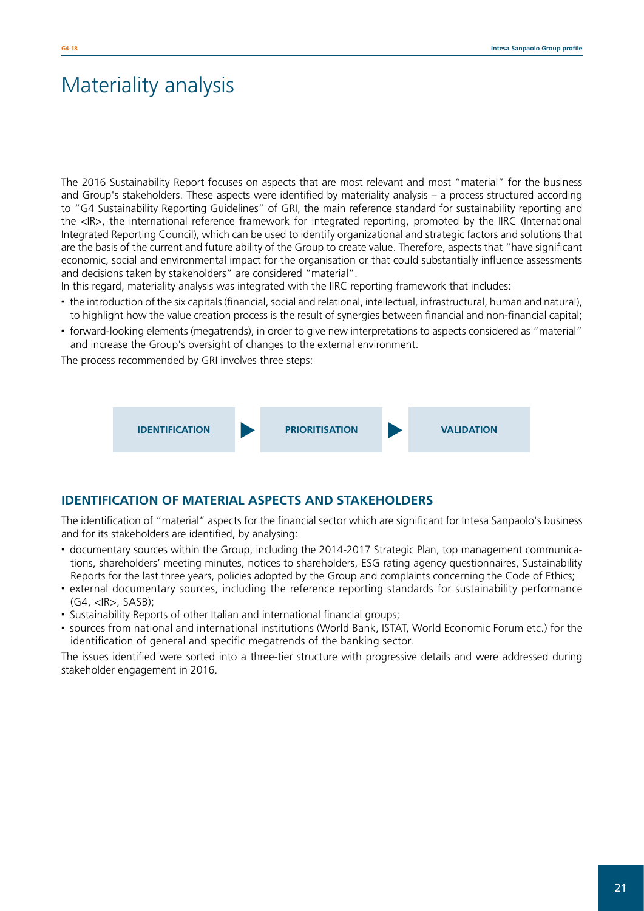# Materiality analysis

The 2016 Sustainability Report focuses on aspects that are most relevant and most "material" for the business and Group's stakeholders. These aspects were identified by materiality analysis – a process structured according to "G4 Sustainability Reporting Guidelines" of GRI, the main reference standard for sustainability reporting and the <IR>, the international reference framework for integrated reporting, promoted by the IIRC (International Integrated Reporting Council), which can be used to identify organizational and strategic factors and solutions that are the basis of the current and future ability of the Group to create value. Therefore, aspects that "have significant economic, social and environmental impact for the organisation or that could substantially influence assessments and decisions taken by stakeholders" are considered "material".

In this regard, materiality analysis was integrated with the IIRC reporting framework that includes:

- the introduction of the six capitals (financial, social and relational, intellectual, infrastructural, human and natural), to highlight how the value creation process is the result of synergies between financial and non-financial capital;
- forward-looking elements (megatrends), in order to give new interpretations to aspects considered as "material" and increase the Group's oversight of changes to the external environment.

The process recommended by GRI involves three steps:

**IDENTIFICATION** ▶ **PRIORITISATION** ▶ **VALIDATION**

## IDENTIFICATION OF MATERIAL ASPECTS AND STAKEHOLDERS

The identification of "material" aspects for the financial sector which are significant for Intesa Sanpaolo's business and for its stakeholders are identified, by analysing:

- documentary sources within the Group, including the 2014-2017 Strategic Plan, top management communications, shareholders' meeting minutes, notices to shareholders, ESG rating agency questionnaires, Sustainability Reports for the last three years, policies adopted by the Group and complaints concerning the Code of Ethics;
- external documentary sources, including the reference reporting standards for sustainability performance (G4, <IR>, SASB);
- Sustainability Reports of other Italian and international financial groups;
- sources from national and international institutions (World Bank, ISTAT, World Economic Forum etc.) for the identification of general and specific megatrends of the banking sector.

The issues identified were sorted into a three-tier structure with progressive details and were addressed during stakeholder engagement in 2016.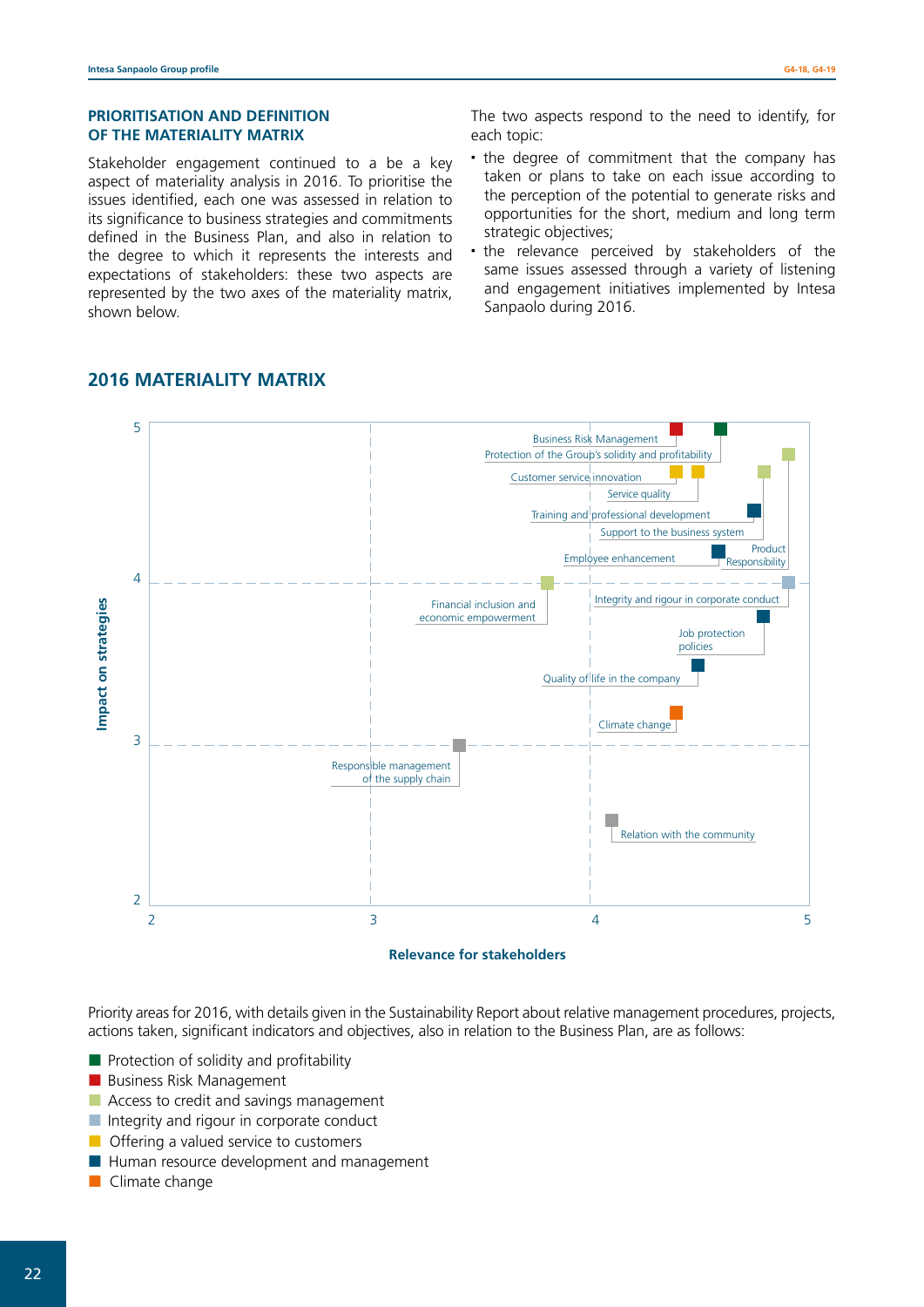### PRIORITISATION AND DEFINITION OF THE MATERIALITY MATRIX

Stakeholder engagement continued to a be a key aspect of materiality analysis in 2016. To prioritise the issues identified, each one was assessed in relation to its significance to business strategies and commitments defined in the Business Plan, and also in relation to the degree to which it represents the interests and expectations of stakeholders: these two aspects are represented by the two axes of the materiality matrix, shown below.

The two aspects respond to the need to identify, for each topic:

- the degree of commitment that the company has taken or plans to take on each issue according to the perception of the potential to generate risks and opportunities for the short, medium and long term strategic objectives;
- the relevance perceived by stakeholders of the same issues assessed through a variety of listening and engagement initiatives implemented by Intesa Sanpaolo during 2016.

## 2016 MATERIALITY MATRIX

Impact on strategies (vertical axis, 2–5) / Relevance for stakeholders (horizontal axis, 2–5)

Topics shown: Business Risk Management; Protection of the Group's solidity and profitability; Customer service innovation; Service quality; Training and professional development; Support to the business system; Employee enhancement; Product Responsibility; Financial inclusion and economic empowerment; Integrity and rigour in corporate conduct; Job protection policies; Quality of life in the company; Climate change; Responsible management of the supply chain; Relation with the community.

Priority areas for 2016, with details given in the Sustainability Report about relative management procedures, projects, actions taken, significant indicators and objectives, also in relation to the Business Plan, are as follows:

- Protection of solidity and profitability
- Business Risk Management
- Access to credit and savings management
- Integrity and rigour in corporate conduct
- Offering a valued service to customers
- Human resource development and management
- Climate change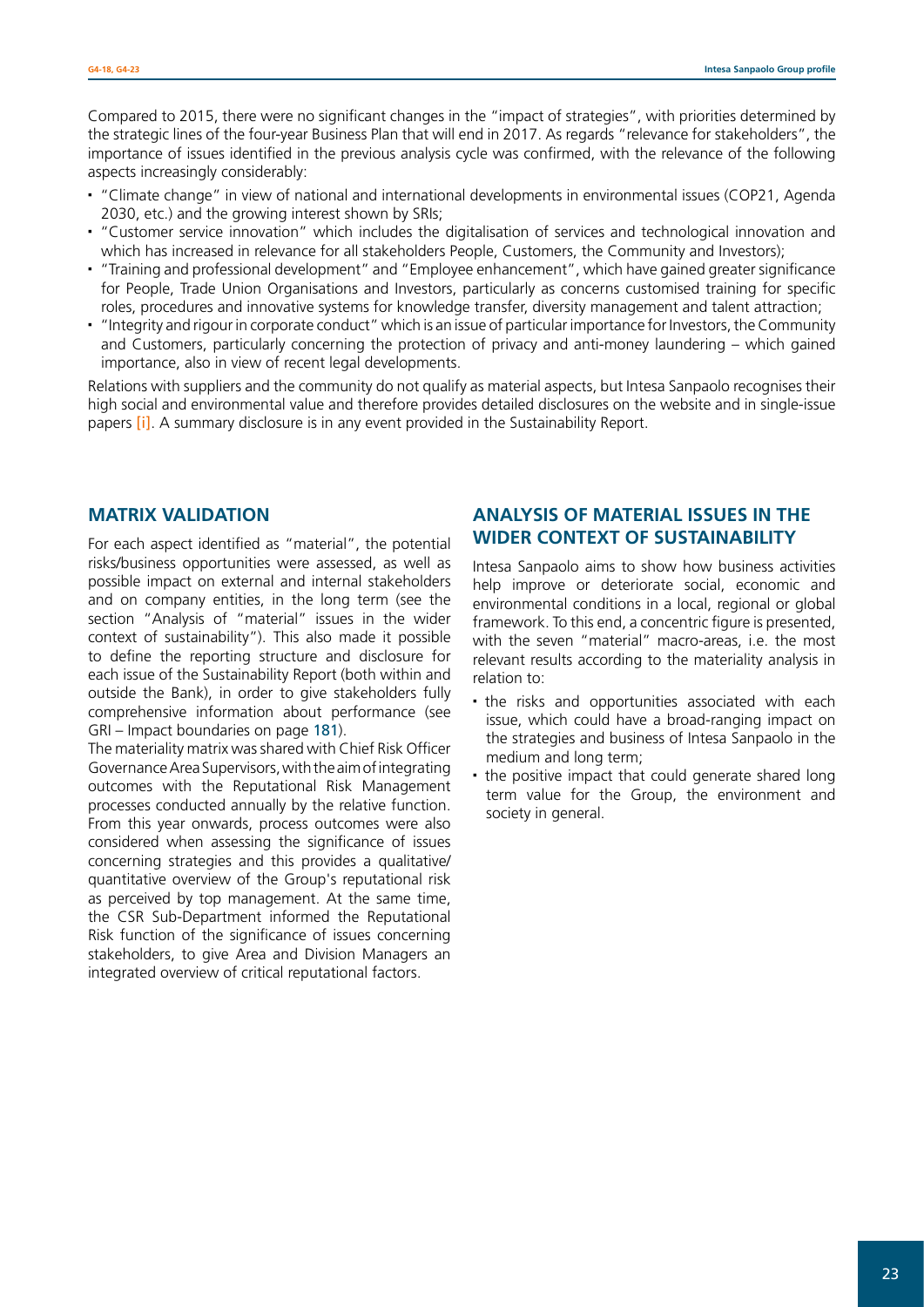Compared to 2015, there were no significant changes in the "impact of strategies", with priorities determined by the strategic lines of the four-year Business Plan that will end in 2017. As regards "relevance for stakeholders", the importance of issues identified in the previous analysis cycle was confirmed, with the relevance of the following aspects increasingly considerably:

- "Climate change" in view of national and international developments in environmental issues (COP21, Agenda 2030, etc.) and the growing interest shown by SRIs;
- "Customer service innovation" which includes the digitalisation of services and technological innovation and which has increased in relevance for all stakeholders People, Customers, the Community and Investors);
- "Training and professional development" and "Employee enhancement", which have gained greater significance for People, Trade Union Organisations and Investors, particularly as concerns customised training for specific roles, procedures and innovative systems for knowledge transfer, diversity management and talent attraction;
- "Integrity and rigour in corporate conduct" which is an issue of particular importance for Investors, the Community and Customers, particularly concerning the protection of privacy and anti-money laundering – which gained importance, also in view of recent legal developments.

Relations with suppliers and the community do not qualify as material aspects, but Intesa Sanpaolo recognises their high social and environmental value and therefore provides detailed disclosures on the website and in single-issue papers [i]. A summary disclosure is in any event provided in the Sustainability Report.

## MATRIX VALIDATION

For each aspect identified as "material", the potential risks/business opportunities were assessed, as well as possible impact on external and internal stakeholders and on company entities, in the long term (see the section "Analysis of "material" issues in the wider context of sustainability"). This also made it possible to define the reporting structure and disclosure for each issue of the Sustainability Report (both within and outside the Bank), in order to give stakeholders fully comprehensive information about performance (see GRI – Impact boundaries on page 181).

The materiality matrix was shared with Chief Risk Officer Governance Area Supervisors, with the aim of integrating outcomes with the Reputational Risk Management processes conducted annually by the relative function. From this year onwards, process outcomes were also considered when assessing the significance of issues concerning strategies and this provides a qualitative/quantitative overview of the Group's reputational risk as perceived by top management. At the same time, the CSR Sub-Department informed the Reputational Risk function of the significance of issues concerning stakeholders, to give Area and Division Managers an integrated overview of critical reputational factors.

## ANALYSIS OF MATERIAL ISSUES IN THE WIDER CONTEXT OF SUSTAINABILITY

Intesa Sanpaolo aims to show how business activities help improve or deteriorate social, economic and environmental conditions in a local, regional or global framework. To this end, a concentric figure is presented, with the seven "material" macro-areas, i.e. the most relevant results according to the materiality analysis in relation to:

- the risks and opportunities associated with each issue, which could have a broad-ranging impact on the strategies and business of Intesa Sanpaolo in the medium and long term;
- the positive impact that could generate shared long term value for the Group, the environment and society in general.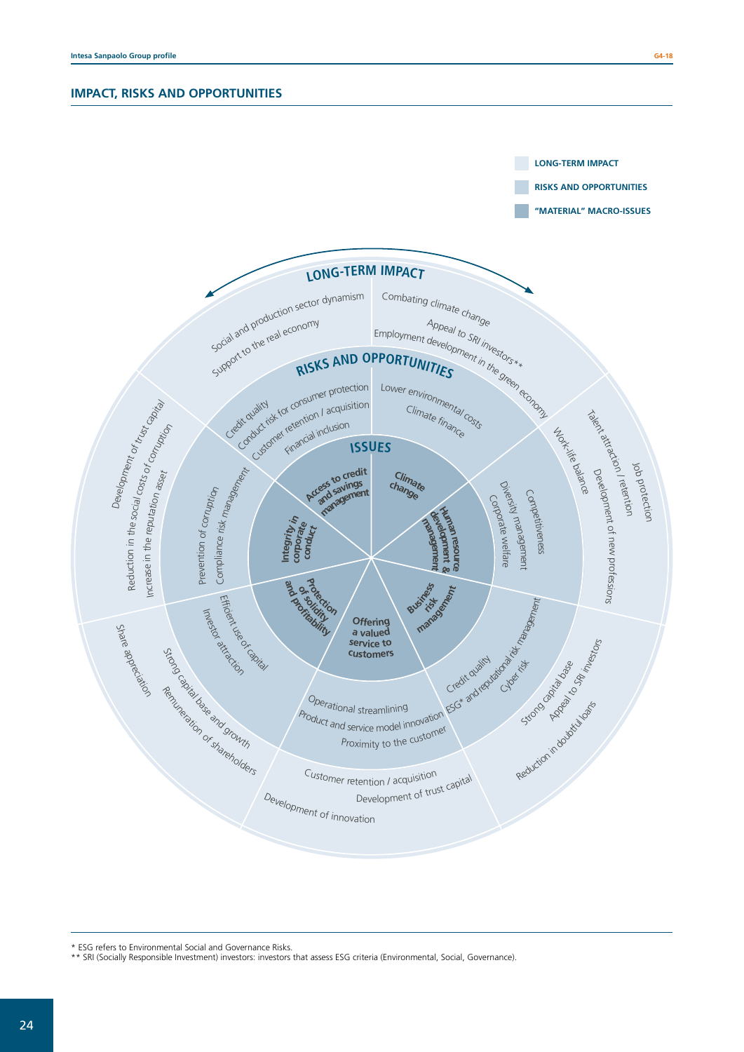## IMPACT, RISKS AND OPPORTUNITIES

LONG-TERM IMPACT

RISKS AND OPPORTUNITIES

"MATERIAL" MACRO-ISSUES

**LONG-TERM IMPACT**

**RISKS AND OPPORTUNITIES**

**ISSUES**

**Access to credit and savings management**
- Risks and opportunities: Credit quality; Conduct risk for consumer protection; Customer retention / acquisition; Financial inclusion
- Long-term impact: Social and production sector dynamism; Support to the real economy

**Climate change**
- Risks and opportunities: Lower environmental costs; Climate finance
- Long-term impact: Combating climate change; Appeal to SRI investors**; Employment development in the green economy

**Human resource development & management**
- Risks and opportunities: Work-life balance; Competitiveness; Diversity management; Corporate welfare
- Long-term impact: Talent attraction / retention; Job protection; Development of new professions

**Business risk management**
- Risks and opportunities: Credit quality; ESG* and reputational risk management; Cyber risk
- Long-term impact: Strong capital base; Appeal to SRI investors; Reduction in doubtful loans

**Offering a valued service to customers**
- Risks and opportunities: Operational streamlining; Product and service model innovation; Proximity to the customer
- Long-term impact: Customer retention / acquisition; Development of trust capital; Development of innovation

**Protection of solidity and profitability**
- Risks and opportunities: Efficient use of capital; Investor attraction
- Long-term impact: Share appreciation; Strong capital base and growth; Remuneration of shareholders

**Integrity in corporate conduct**
- Risks and opportunities: Prevention of corruption; Compliance risk management
- Long-term impact: Development of trust capital; Reduction in the social costs of corruption; Increase in the reputation asset

---

\* ESG refers to Environmental Social and Governance Risks.

\*\* SRI (Socially Responsible Investment) investors: investors that assess ESG criteria (Environmental, Social, Governance).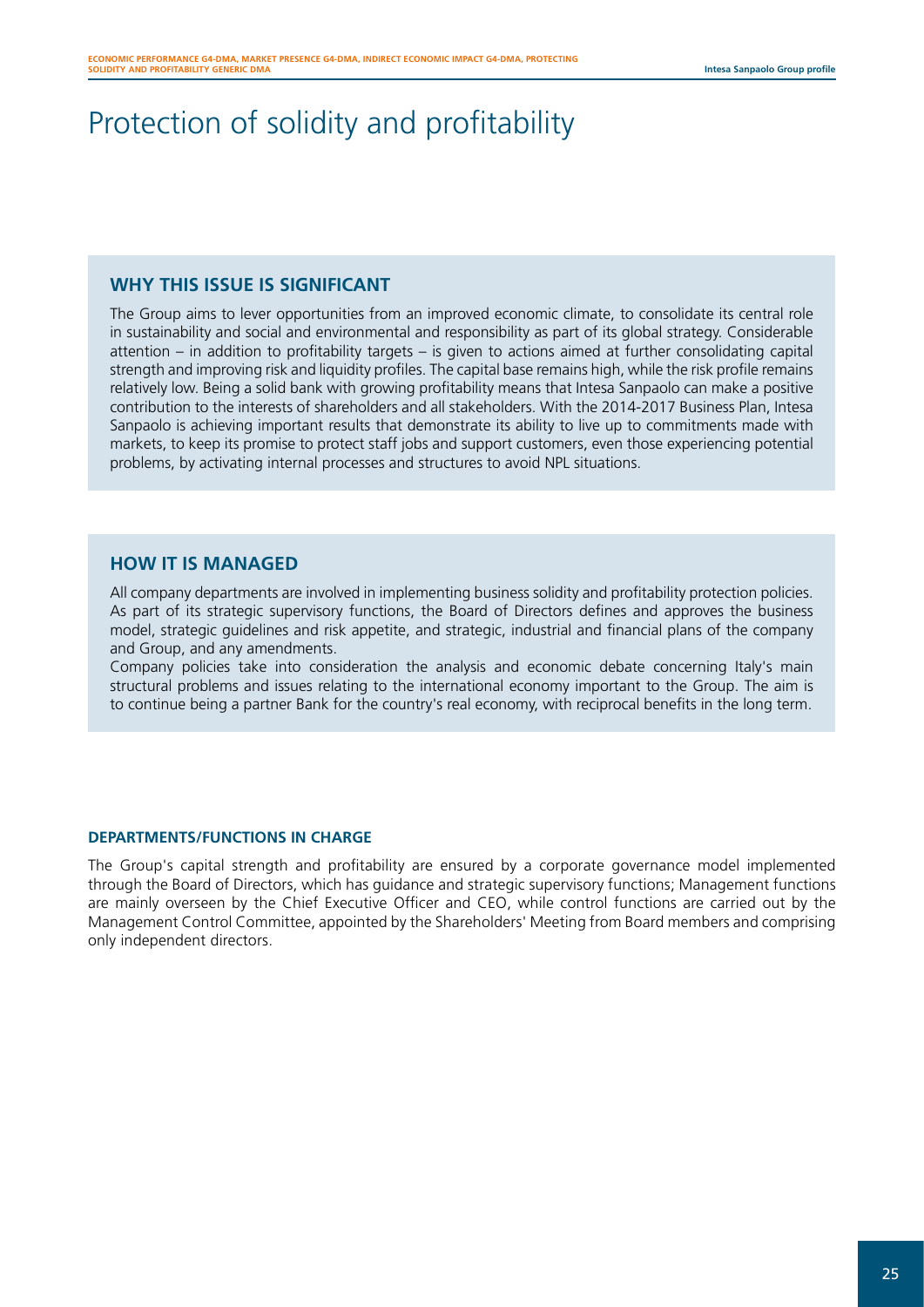# Protection of solidity and profitability

## WHY THIS ISSUE IS SIGNIFICANT

The Group aims to lever opportunities from an improved economic climate, to consolidate its central role in sustainability and social and environmental and responsibility as part of its global strategy. Considerable attention – in addition to profitability targets – is given to actions aimed at further consolidating capital strength and improving risk and liquidity profiles. The capital base remains high, while the risk profile remains relatively low. Being a solid bank with growing profitability means that Intesa Sanpaolo can make a positive contribution to the interests of shareholders and all stakeholders. With the 2014-2017 Business Plan, Intesa Sanpaolo is achieving important results that demonstrate its ability to live up to commitments made with markets, to keep its promise to protect staff jobs and support customers, even those experiencing potential problems, by activating internal processes and structures to avoid NPL situations.

## HOW IT IS MANAGED

All company departments are involved in implementing business solidity and profitability protection policies. As part of its strategic supervisory functions, the Board of Directors defines and approves the business model, strategic guidelines and risk appetite, and strategic, industrial and financial plans of the company and Group, and any amendments.

Company policies take into consideration the analysis and economic debate concerning Italy's main structural problems and issues relating to the international economy important to the Group. The aim is to continue being a partner Bank for the country's real economy, with reciprocal benefits in the long term.

### DEPARTMENTS/FUNCTIONS IN CHARGE

The Group's capital strength and profitability are ensured by a corporate governance model implemented through the Board of Directors, which has guidance and strategic supervisory functions; Management functions are mainly overseen by the Chief Executive Officer and CEO, while control functions are carried out by the Management Control Committee, appointed by the Shareholders' Meeting from Board members and comprising only independent directors.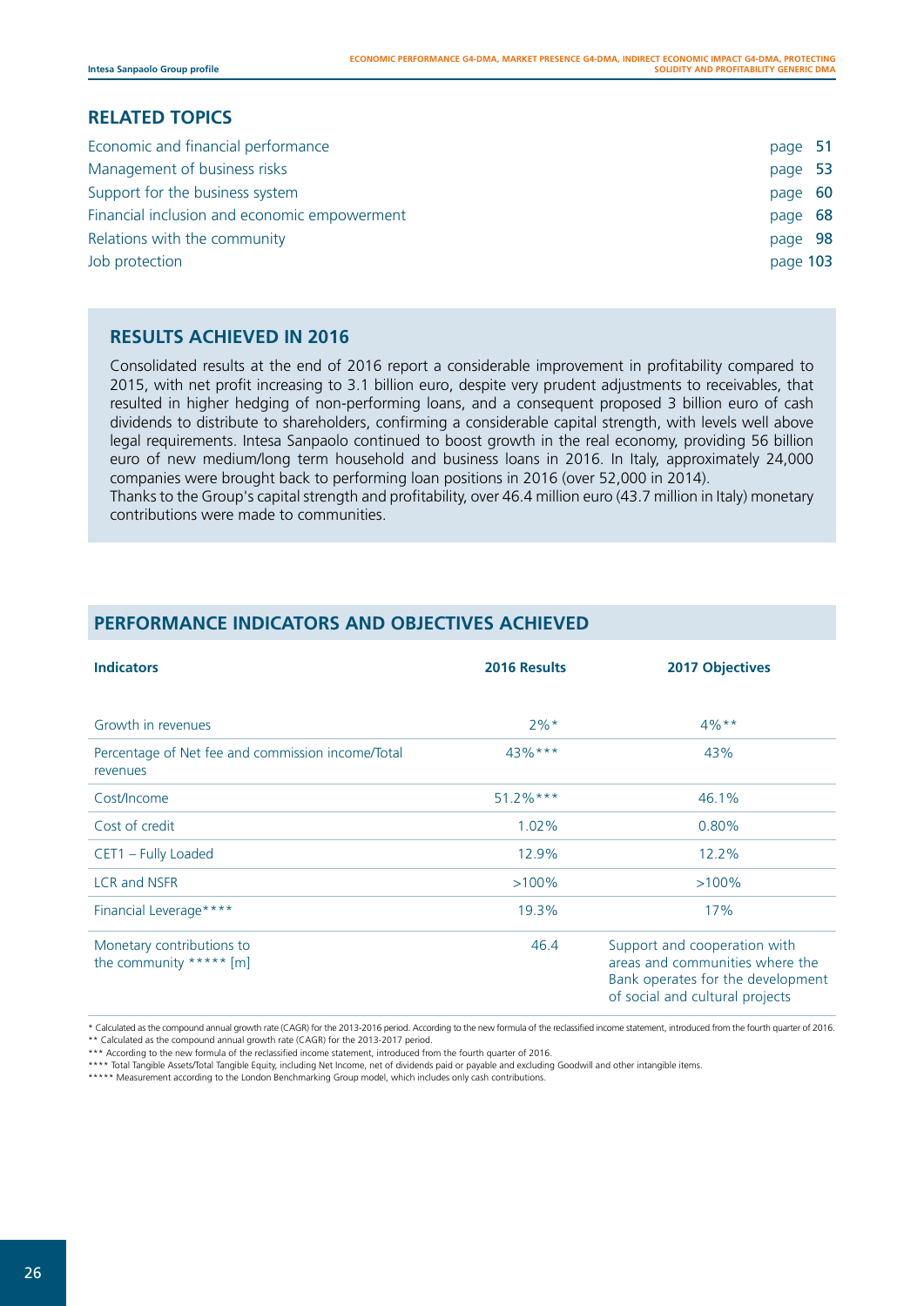## RELATED TOPICS

| | |
|---|---|
| Economic and financial performance | page 51 |
| Management of business risks | page 53 |
| Support for the business system | page 60 |
| Financial inclusion and economic empowerment | page 68 |
| Relations with the community | page 98 |
| Job protection | page 103 |

## RESULTS ACHIEVED IN 2016

Consolidated results at the end of 2016 report a considerable improvement in profitability compared to 2015, with net profit increasing to 3.1 billion euro, despite very prudent adjustments to receivables, that resulted in higher hedging of non-performing loans, and a consequent proposed 3 billion euro of cash dividends to distribute to shareholders, confirming a considerable capital strength, with levels well above legal requirements. Intesa Sanpaolo continued to boost growth in the real economy, providing 56 billion euro of new medium/long term household and business loans in 2016. In Italy, approximately 24,000 companies were brought back to performing loan positions in 2016 (over 52,000 in 2014).
Thanks to the Group's capital strength and profitability, over 46.4 million euro (43.7 million in Italy) monetary contributions were made to communities.

## PERFORMANCE INDICATORS AND OBJECTIVES ACHIEVED

| Indicators | 2016 Results | 2017 Objectives |
|---|---|---|
| Growth in revenues | 2%* | 4%** |
| Percentage of Net fee and commission income/Total revenues | 43%*** | 43% |
| Cost/Income | 51.2%*** | 46.1% |
| Cost of credit | 1.02% | 0.80% |
| CET1 – Fully Loaded | 12.9% | 12.2% |
| LCR and NSFR | >100% | >100% |
| Financial Leverage**** | 19.3% | 17% |
| Monetary contributions to the community ***** [m] | 46.4 | Support and cooperation with areas and communities where the Bank operates for the development of social and cultural projects |

\* Calculated as the compound annual growth rate (CAGR) for the 2013-2016 period. According to the new formula of the reclassified income statement, introduced from the fourth quarter of 2016.
** Calculated as the compound annual growth rate (CAGR) for the 2013-2017 period.
*** According to the new formula of the reclassified income statement, introduced from the fourth quarter of 2016.
**** Total Tangible Assets/Total Tangible Equity, including Net Income, net of dividends paid or payable and excluding Goodwill and other intangible items.
***** Measurement according to the London Benchmarking Group model, which includes only cash contributions.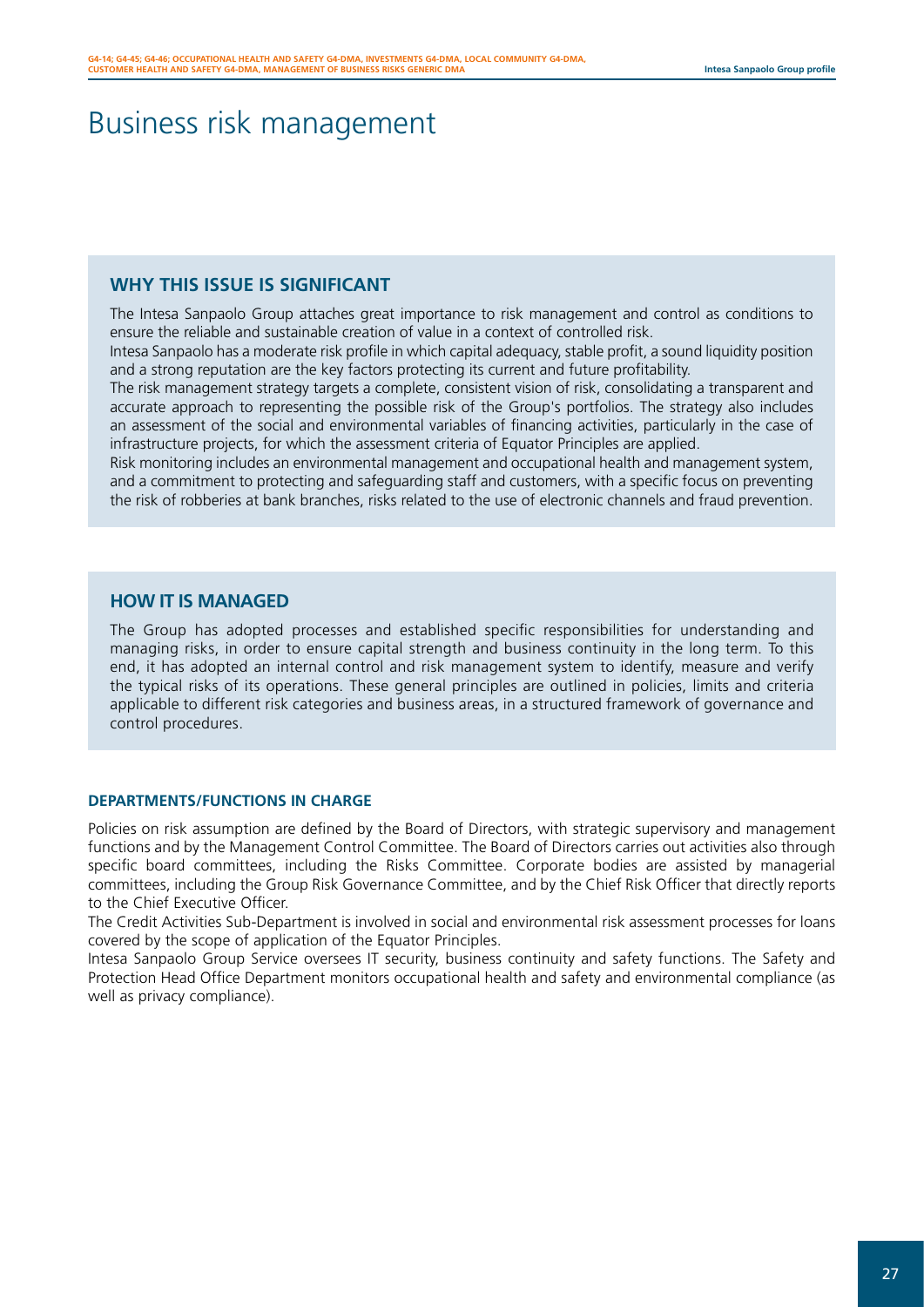# Business risk management

## WHY THIS ISSUE IS SIGNIFICANT

The Intesa Sanpaolo Group attaches great importance to risk management and control as conditions to ensure the reliable and sustainable creation of value in a context of controlled risk.

Intesa Sanpaolo has a moderate risk profile in which capital adequacy, stable profit, a sound liquidity position and a strong reputation are the key factors protecting its current and future profitability.

The risk management strategy targets a complete, consistent vision of risk, consolidating a transparent and accurate approach to representing the possible risk of the Group's portfolios. The strategy also includes an assessment of the social and environmental variables of financing activities, particularly in the case of infrastructure projects, for which the assessment criteria of Equator Principles are applied.

Risk monitoring includes an environmental management and occupational health and management system, and a commitment to protecting and safeguarding staff and customers, with a specific focus on preventing the risk of robberies at bank branches, risks related to the use of electronic channels and fraud prevention.

## HOW IT IS MANAGED

The Group has adopted processes and established specific responsibilities for understanding and managing risks, in order to ensure capital strength and business continuity in the long term. To this end, it has adopted an internal control and risk management system to identify, measure and verify the typical risks of its operations. These general principles are outlined in policies, limits and criteria applicable to different risk categories and business areas, in a structured framework of governance and control procedures.

### DEPARTMENTS/FUNCTIONS IN CHARGE

Policies on risk assumption are defined by the Board of Directors, with strategic supervisory and management functions and by the Management Control Committee. The Board of Directors carries out activities also through specific board committees, including the Risks Committee. Corporate bodies are assisted by managerial committees, including the Group Risk Governance Committee, and by the Chief Risk Officer that directly reports to the Chief Executive Officer.

The Credit Activities Sub-Department is involved in social and environmental risk assessment processes for loans covered by the scope of application of the Equator Principles.

Intesa Sanpaolo Group Service oversees IT security, business continuity and safety functions. The Safety and Protection Head Office Department monitors occupational health and safety and environmental compliance (as well as privacy compliance).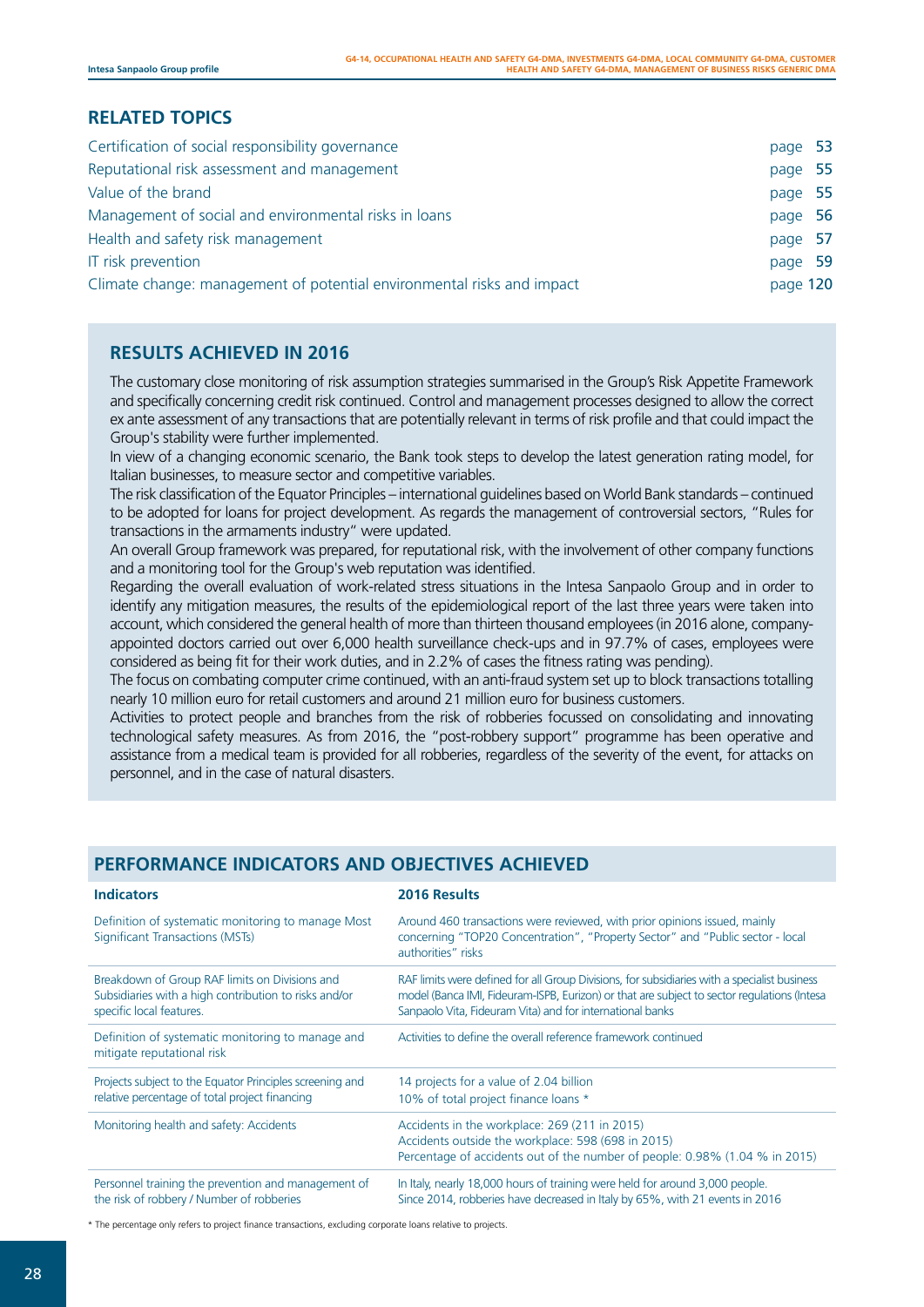## RELATED TOPICS

| | |
|---|---|
| Certification of social responsibility governance | page **53** |
| Reputational risk assessment and management | page **55** |
| Value of the brand | page **55** |
| Management of social and environmental risks in loans | page **56** |
| Health and safety risk management | page **57** |
| IT risk prevention | page **59** |
| Climate change: management of potential environmental risks and impact | page **120** |

## RESULTS ACHIEVED IN 2016

The customary close monitoring of risk assumption strategies summarised in the Group's Risk Appetite Framework and specifically concerning credit risk continued. Control and management processes designed to allow the correct ex ante assessment of any transactions that are potentially relevant in terms of risk profile and that could impact the Group's stability were further implemented.

In view of a changing economic scenario, the Bank took steps to develop the latest generation rating model, for Italian businesses, to measure sector and competitive variables.

The risk classification of the Equator Principles – international guidelines based on World Bank standards – continued to be adopted for loans for project development. As regards the management of controversial sectors, "Rules for transactions in the armaments industry" were updated.

An overall Group framework was prepared, for reputational risk, with the involvement of other company functions and a monitoring tool for the Group's web reputation was identified.

Regarding the overall evaluation of work-related stress situations in the Intesa Sanpaolo Group and in order to identify any mitigation measures, the results of the epidemiological report of the last three years were taken into account, which considered the general health of more than thirteen thousand employees (in 2016 alone, company-appointed doctors carried out over 6,000 health surveillance check-ups and in 97.7% of cases, employees were considered as being fit for their work duties, and in 2.2% of cases the fitness rating was pending).

The focus on combating computer crime continued, with an anti-fraud system set up to block transactions totalling nearly 10 million euro for retail customers and around 21 million euro for business customers.

Activities to protect people and branches from the risk of robberies focussed on consolidating and innovating technological safety measures. As from 2016, the "post-robbery support" programme has been operative and assistance from a medical team is provided for all robberies, regardless of the severity of the event, for attacks on personnel, and in the case of natural disasters.

## PERFORMANCE INDICATORS AND OBJECTIVES ACHIEVED

| Indicators | 2016 Results |
|---|---|
| Definition of systematic monitoring to manage Most Significant Transactions (MSTs) | Around 460 transactions were reviewed, with prior opinions issued, mainly concerning "TOP20 Concentration", "Property Sector" and "Public sector - local authorities" risks |
| Breakdown of Group RAF limits on Divisions and Subsidiaries with a high contribution to risks and/or specific local features. | RAF limits were defined for all Group Divisions, for subsidiaries with a specialist business model (Banca IMI, Fideuram-ISPB, Eurizon) or that are subject to sector regulations (Intesa Sanpaolo Vita, Fideuram Vita) and for international banks |
| Definition of systematic monitoring to manage and mitigate reputational risk | Activities to define the overall reference framework continued |
| Projects subject to the Equator Principles screening and relative percentage of total project financing | 14 projects for a value of 2.04 billion<br>10% of total project finance loans * |
| Monitoring health and safety: Accidents | Accidents in the workplace: 269 (211 in 2015)<br>Accidents outside the workplace: 598 (698 in 2015)<br>Percentage of accidents out of the number of people: 0.98% (1.04 % in 2015) |
| Personnel training the prevention and management of the risk of robbery / Number of robberies | In Italy, nearly 18,000 hours of training were held for around 3,000 people.<br>Since 2014, robberies have decreased in Italy by 65%, with 21 events in 2016 |

\* The percentage only refers to project finance transactions, excluding corporate loans relative to projects.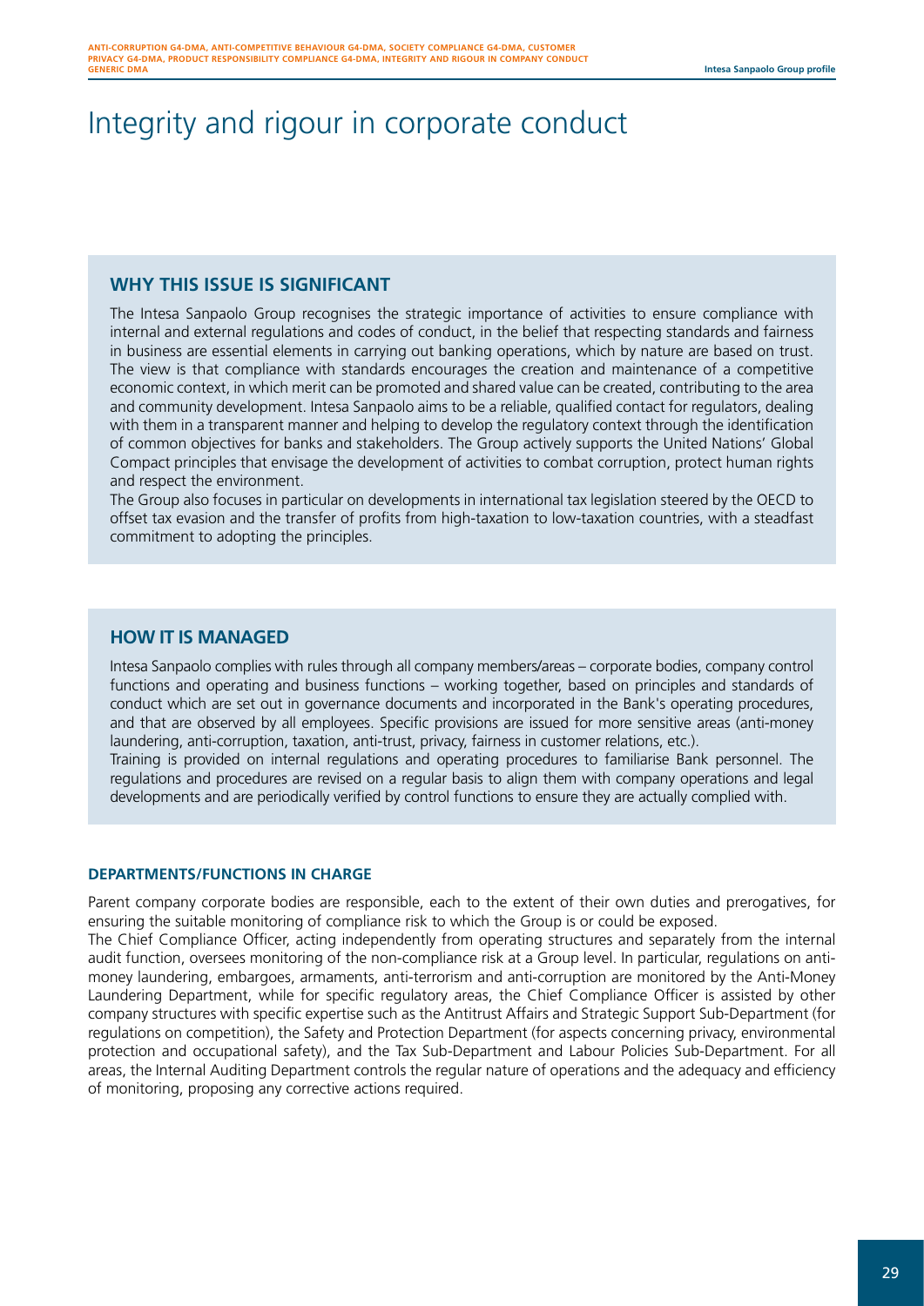# Integrity and rigour in corporate conduct

## WHY THIS ISSUE IS SIGNIFICANT

The Intesa Sanpaolo Group recognises the strategic importance of activities to ensure compliance with internal and external regulations and codes of conduct, in the belief that respecting standards and fairness in business are essential elements in carrying out banking operations, which by nature are based on trust. The view is that compliance with standards encourages the creation and maintenance of a competitive economic context, in which merit can be promoted and shared value can be created, contributing to the area and community development. Intesa Sanpaolo aims to be a reliable, qualified contact for regulators, dealing with them in a transparent manner and helping to develop the regulatory context through the identification of common objectives for banks and stakeholders. The Group actively supports the United Nations' Global Compact principles that envisage the development of activities to combat corruption, protect human rights and respect the environment.

The Group also focuses in particular on developments in international tax legislation steered by the OECD to offset tax evasion and the transfer of profits from high-taxation to low-taxation countries, with a steadfast commitment to adopting the principles.

## HOW IT IS MANAGED

Intesa Sanpaolo complies with rules through all company members/areas – corporate bodies, company control functions and operating and business functions – working together, based on principles and standards of conduct which are set out in governance documents and incorporated in the Bank's operating procedures, and that are observed by all employees. Specific provisions are issued for more sensitive areas (anti-money laundering, anti-corruption, taxation, anti-trust, privacy, fairness in customer relations, etc.).

Training is provided on internal regulations and operating procedures to familiarise Bank personnel. The regulations and procedures are revised on a regular basis to align them with company operations and legal developments and are periodically verified by control functions to ensure they are actually complied with.

### DEPARTMENTS/FUNCTIONS IN CHARGE

Parent company corporate bodies are responsible, each to the extent of their own duties and prerogatives, for ensuring the suitable monitoring of compliance risk to which the Group is or could be exposed.

The Chief Compliance Officer, acting independently from operating structures and separately from the internal audit function, oversees monitoring of the non-compliance risk at a Group level. In particular, regulations on anti-money laundering, embargoes, armaments, anti-terrorism and anti-corruption are monitored by the Anti-Money Laundering Department, while for specific regulatory areas, the Chief Compliance Officer is assisted by other company structures with specific expertise such as the Antitrust Affairs and Strategic Support Sub-Department (for regulations on competition), the Safety and Protection Department (for aspects concerning privacy, environmental protection and occupational safety), and the Tax Sub-Department and Labour Policies Sub-Department. For all areas, the Internal Auditing Department controls the regular nature of operations and the adequacy and efficiency of monitoring, proposing any corrective actions required.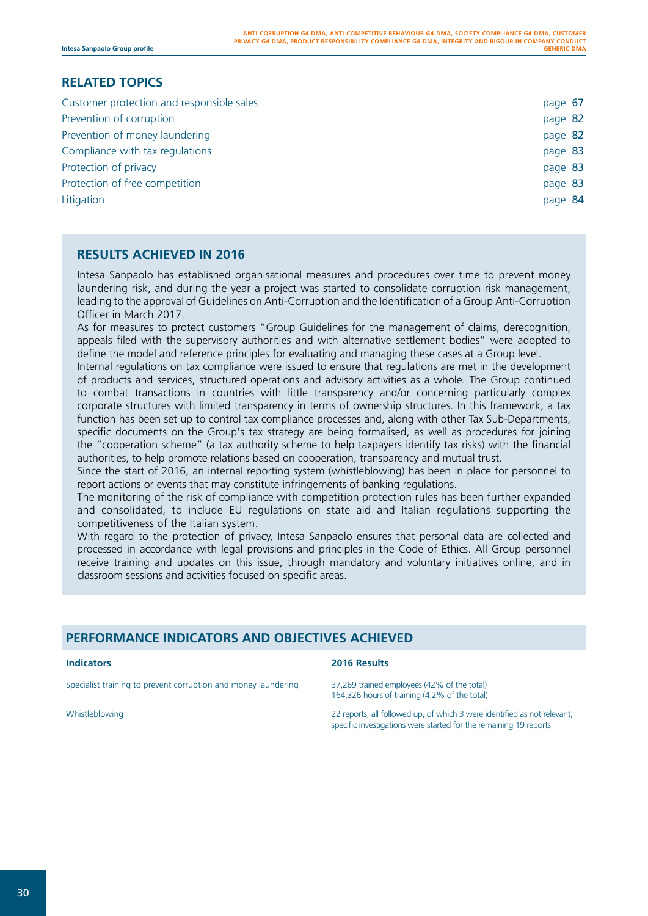## RELATED TOPICS

| | |
|---|---|
| Customer protection and responsible sales | page **67** |
| Prevention of corruption | page **82** |
| Prevention of money laundering | page **82** |
| Compliance with tax regulations | page **83** |
| Protection of privacy | page **83** |
| Protection of free competition | page **83** |
| Litigation | page **84** |

## RESULTS ACHIEVED IN 2016

Intesa Sanpaolo has established organisational measures and procedures over time to prevent money laundering risk, and during the year a project was started to consolidate corruption risk management, leading to the approval of Guidelines on Anti-Corruption and the Identification of a Group Anti-Corruption Officer in March 2017.

As for measures to protect customers "Group Guidelines for the management of claims, derecognition, appeals filed with the supervisory authorities and with alternative settlement bodies" were adopted to define the model and reference principles for evaluating and managing these cases at a Group level.

Internal regulations on tax compliance were issued to ensure that regulations are met in the development of products and services, structured operations and advisory activities as a whole. The Group continued to combat transactions in countries with little transparency and/or concerning particularly complex corporate structures with limited transparency in terms of ownership structures. In this framework, a tax function has been set up to control tax compliance processes and, along with other Tax Sub-Departments, specific documents on the Group's tax strategy are being formalised, as well as procedures for joining the "cooperation scheme" (a tax authority scheme to help taxpayers identify tax risks) with the financial authorities, to help promote relations based on cooperation, transparency and mutual trust.

Since the start of 2016, an internal reporting system (whistleblowing) has been in place for personnel to report actions or events that may constitute infringements of banking regulations.

The monitoring of the risk of compliance with competition protection rules has been further expanded and consolidated, to include EU regulations on state aid and Italian regulations supporting the competitiveness of the Italian system.

With regard to the protection of privacy, Intesa Sanpaolo ensures that personal data are collected and processed in accordance with legal provisions and principles in the Code of Ethics. All Group personnel receive training and updates on this issue, through mandatory and voluntary initiatives online, and in classroom sessions and activities focused on specific areas.

## PERFORMANCE INDICATORS AND OBJECTIVES ACHIEVED

| Indicators | 2016 Results |
|---|---|
| Specialist training to prevent corruption and money laundering | 37,269 trained employees (42% of the total)<br>164,326 hours of training (4.2% of the total) |
| Whistleblowing | 22 reports, all followed up, of which 3 were identified as not relevant; specific investigations were started for the remaining 19 reports |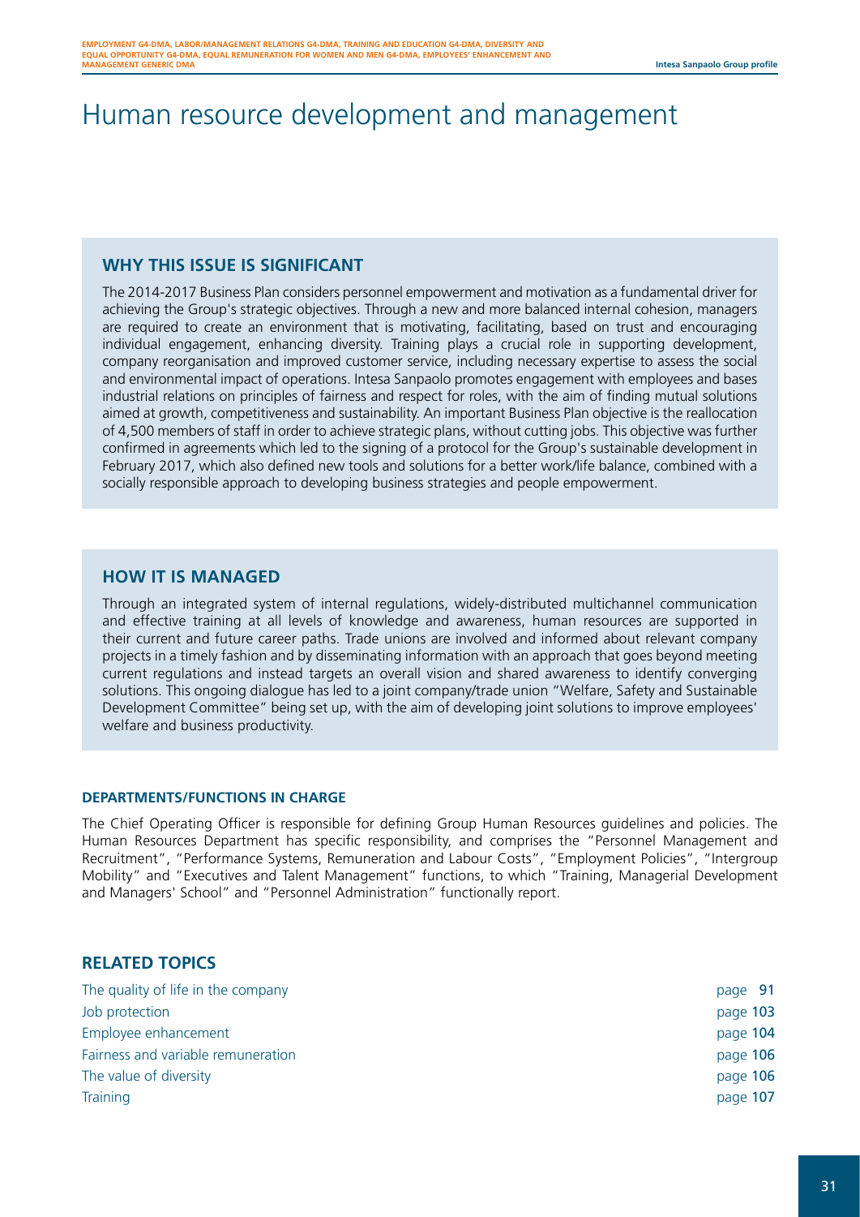# Human resource development and management

## WHY THIS ISSUE IS SIGNIFICANT

The 2014-2017 Business Plan considers personnel empowerment and motivation as a fundamental driver for achieving the Group's strategic objectives. Through a new and more balanced internal cohesion, managers are required to create an environment that is motivating, facilitating, based on trust and encouraging individual engagement, enhancing diversity. Training plays a crucial role in supporting development, company reorganisation and improved customer service, including necessary expertise to assess the social and environmental impact of operations. Intesa Sanpaolo promotes engagement with employees and bases industrial relations on principles of fairness and respect for roles, with the aim of finding mutual solutions aimed at growth, competitiveness and sustainability. An important Business Plan objective is the reallocation of 4,500 members of staff in order to achieve strategic plans, without cutting jobs. This objective was further confirmed in agreements which led to the signing of a protocol for the Group's sustainable development in February 2017, which also defined new tools and solutions for a better work/life balance, combined with a socially responsible approach to developing business strategies and people empowerment.

## HOW IT IS MANAGED

Through an integrated system of internal regulations, widely-distributed multichannel communication and effective training at all levels of knowledge and awareness, human resources are supported in their current and future career paths. Trade unions are involved and informed about relevant company projects in a timely fashion and by disseminating information with an approach that goes beyond meeting current regulations and instead targets an overall vision and shared awareness to identify converging solutions. This ongoing dialogue has led to a joint company/trade union "Welfare, Safety and Sustainable Development Committee" being set up, with the aim of developing joint solutions to improve employees' welfare and business productivity.

### DEPARTMENTS/FUNCTIONS IN CHARGE

The Chief Operating Officer is responsible for defining Group Human Resources guidelines and policies. The Human Resources Department has specific responsibility, and comprises the "Personnel Management and Recruitment", "Performance Systems, Remuneration and Labour Costs", "Employment Policies", "Intergroup Mobility" and "Executives and Talent Management" functions, to which "Training, Managerial Development and Managers' School" and "Personnel Administration" functionally report.

## RELATED TOPICS

| | |
|---|---|
| The quality of life in the company | page **91** |
| Job protection | page **103** |
| Employee enhancement | page **104** |
| Fairness and variable remuneration | page **106** |
| The value of diversity | page **106** |
| Training | page **107** |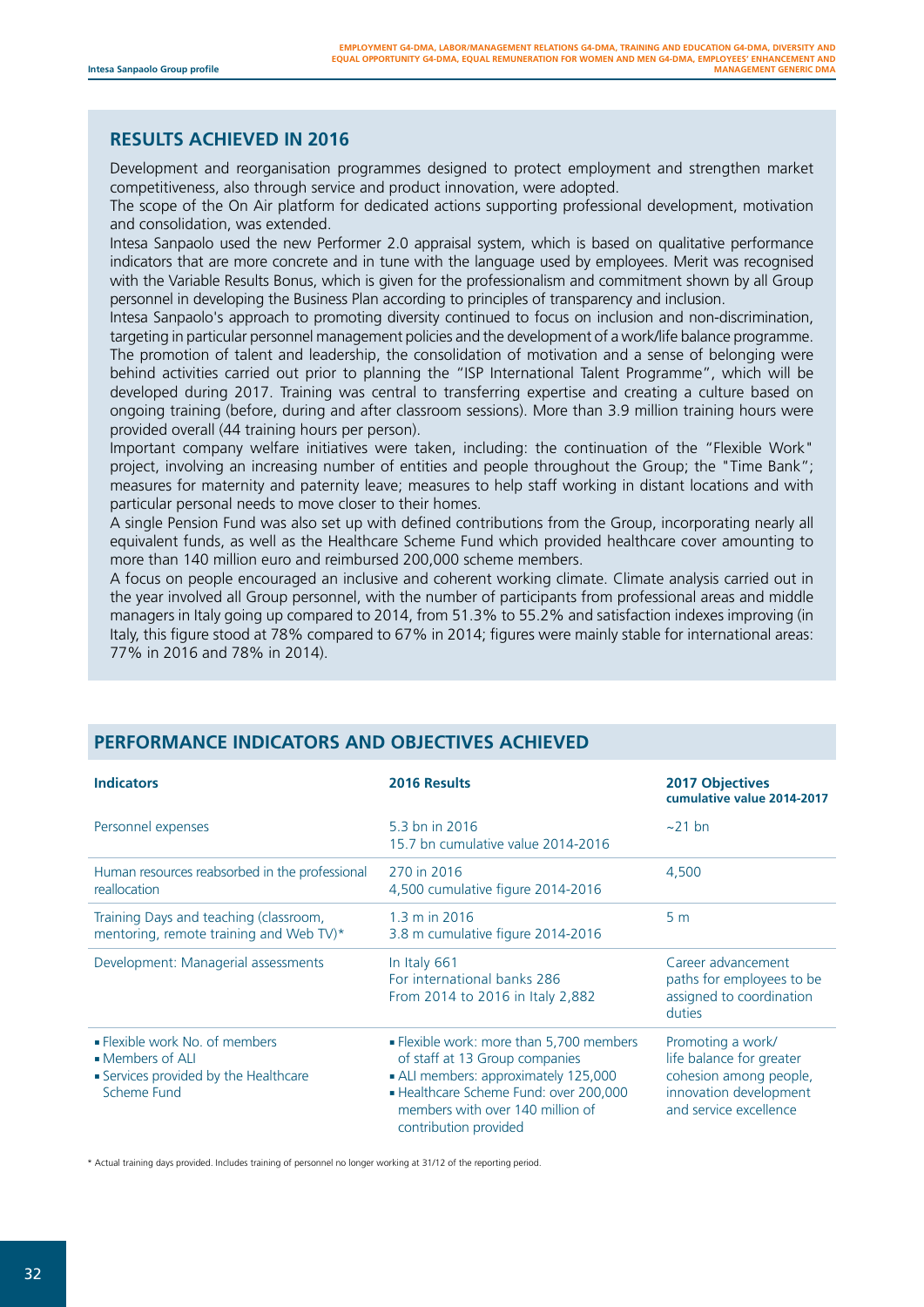## RESULTS ACHIEVED IN 2016

Development and reorganisation programmes designed to protect employment and strengthen market competitiveness, also through service and product innovation, were adopted.

The scope of the On Air platform for dedicated actions supporting professional development, motivation and consolidation, was extended.

Intesa Sanpaolo used the new Performer 2.0 appraisal system, which is based on qualitative performance indicators that are more concrete and in tune with the language used by employees. Merit was recognised with the Variable Results Bonus, which is given for the professionalism and commitment shown by all Group personnel in developing the Business Plan according to principles of transparency and inclusion.

Intesa Sanpaolo's approach to promoting diversity continued to focus on inclusion and non-discrimination, targeting in particular personnel management policies and the development of a work/life balance programme. The promotion of talent and leadership, the consolidation of motivation and a sense of belonging were behind activities carried out prior to planning the "ISP International Talent Programme", which will be developed during 2017. Training was central to transferring expertise and creating a culture based on ongoing training (before, during and after classroom sessions). More than 3.9 million training hours were provided overall (44 training hours per person).

Important company welfare initiatives were taken, including: the continuation of the "Flexible Work" project, involving an increasing number of entities and people throughout the Group; the "Time Bank"; measures for maternity and paternity leave; measures to help staff working in distant locations and with particular personal needs to move closer to their homes.

A single Pension Fund was also set up with defined contributions from the Group, incorporating nearly all equivalent funds, as well as the Healthcare Scheme Fund which provided healthcare cover amounting to more than 140 million euro and reimbursed 200,000 scheme members.

A focus on people encouraged an inclusive and coherent working climate. Climate analysis carried out in the year involved all Group personnel, with the number of participants from professional areas and middle managers in Italy going up compared to 2014, from 51.3% to 55.2% and satisfaction indexes improving (in Italy, this figure stood at 78% compared to 67% in 2014; figures were mainly stable for international areas: 77% in 2016 and 78% in 2014).

## PERFORMANCE INDICATORS AND OBJECTIVES ACHIEVED

| Indicators | 2016 Results | 2017 Objectives cumulative value 2014-2017 |
|---|---|---|
| Personnel expenses | 5.3 bn in 2016<br>15.7 bn cumulative value 2014-2016 | ~21 bn |
| Human resources reabsorbed in the professional reallocation | 270 in 2016<br>4,500 cumulative figure 2014-2016 | 4,500 |
| Training Days and teaching (classroom, mentoring, remote training and Web TV)* | 1.3 m in 2016<br>3.8 m cumulative figure 2014-2016 | 5 m |
| Development: Managerial assessments | In Italy 661<br>For international banks 286<br>From 2014 to 2016 in Italy 2,882 | Career advancement paths for employees to be assigned to coordination duties |
| ▪ Flexible work No. of members<br>▪ Members of ALI<br>▪ Services provided by the Healthcare Scheme Fund | ▪ Flexible work: more than 5,700 members of staff at 13 Group companies<br>▪ ALI members: approximately 125,000<br>▪ Healthcare Scheme Fund: over 200,000 members with over 140 million of contribution provided | Promoting a work/ life balance for greater cohesion among people, innovation development and service excellence |

\* Actual training days provided. Includes training of personnel no longer working at 31/12 of the reporting period.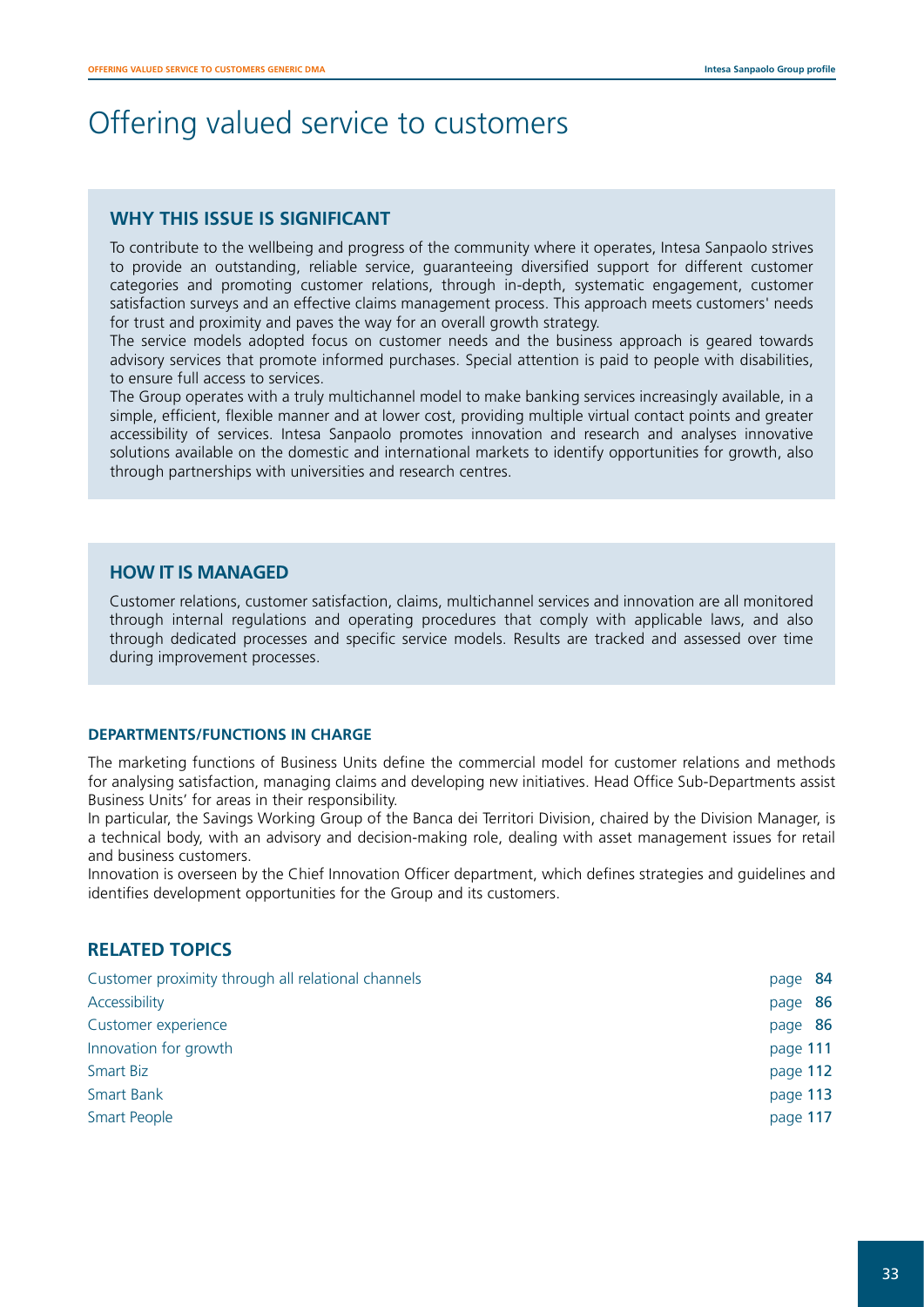# Offering valued service to customers

## WHY THIS ISSUE IS SIGNIFICANT

To contribute to the wellbeing and progress of the community where it operates, Intesa Sanpaolo strives to provide an outstanding, reliable service, guaranteeing diversified support for different customer categories and promoting customer relations, through in-depth, systematic engagement, customer satisfaction surveys and an effective claims management process. This approach meets customers' needs for trust and proximity and paves the way for an overall growth strategy.

The service models adopted focus on customer needs and the business approach is geared towards advisory services that promote informed purchases. Special attention is paid to people with disabilities, to ensure full access to services.

The Group operates with a truly multichannel model to make banking services increasingly available, in a simple, efficient, flexible manner and at lower cost, providing multiple virtual contact points and greater accessibility of services. Intesa Sanpaolo promotes innovation and research and analyses innovative solutions available on the domestic and international markets to identify opportunities for growth, also through partnerships with universities and research centres.

## HOW IT IS MANAGED

Customer relations, customer satisfaction, claims, multichannel services and innovation are all monitored through internal regulations and operating procedures that comply with applicable laws, and also through dedicated processes and specific service models. Results are tracked and assessed over time during improvement processes.

### DEPARTMENTS/FUNCTIONS IN CHARGE

The marketing functions of Business Units define the commercial model for customer relations and methods for analysing satisfaction, managing claims and developing new initiatives. Head Office Sub-Departments assist Business Units' for areas in their responsibility.

In particular, the Savings Working Group of the Banca dei Territori Division, chaired by the Division Manager, is a technical body, with an advisory and decision-making role, dealing with asset management issues for retail and business customers.

Innovation is overseen by the Chief Innovation Officer department, which defines strategies and guidelines and identifies development opportunities for the Group and its customers.

## RELATED TOPICS

| | |
|---|---|
| Customer proximity through all relational channels | page **84** |
| Accessibility | page **86** |
| Customer experience | page **86** |
| Innovation for growth | page **111** |
| Smart Biz | page **112** |
| Smart Bank | page **113** |
| Smart People | page **117** |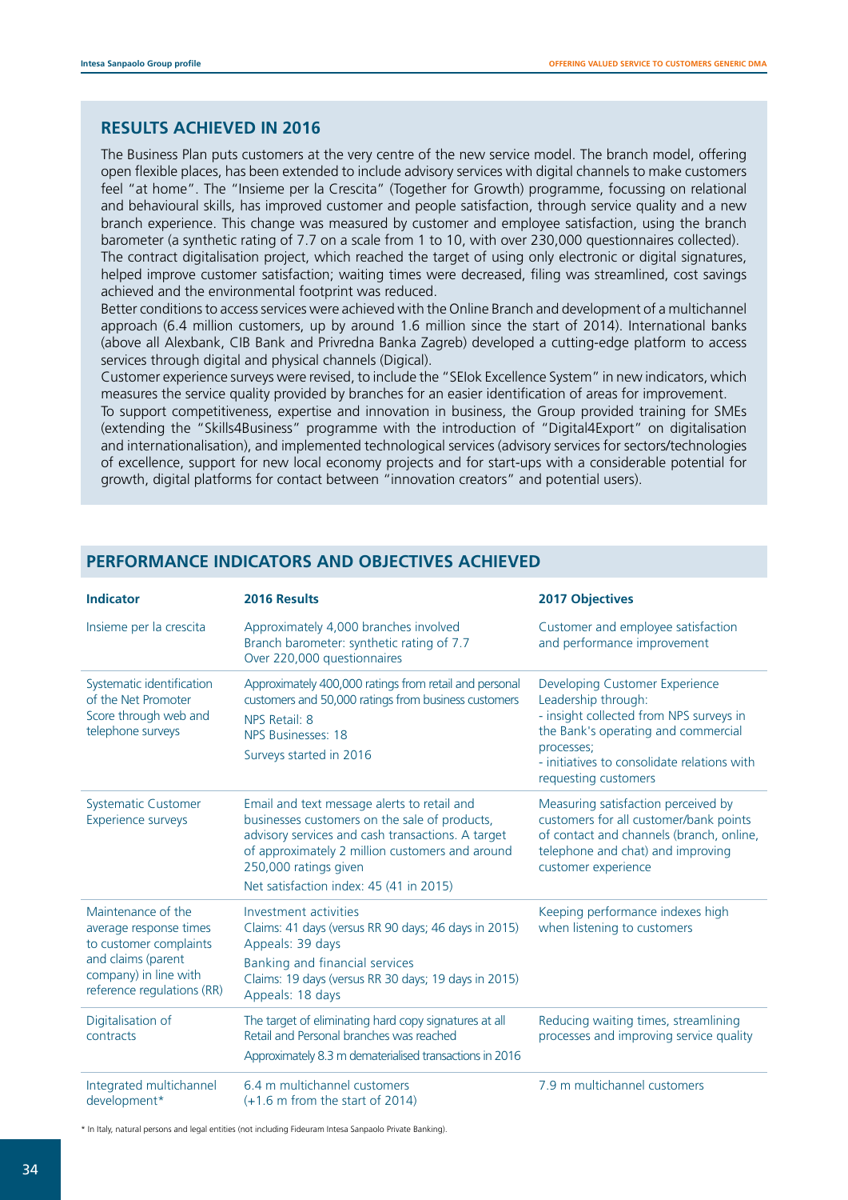## RESULTS ACHIEVED IN 2016

The Business Plan puts customers at the very centre of the new service model. The branch model, offering open flexible places, has been extended to include advisory services with digital channels to make customers feel "at home". The "Insieme per la Crescita" (Together for Growth) programme, focussing on relational and behavioural skills, has improved customer and people satisfaction, through service quality and a new branch experience. This change was measured by customer and employee satisfaction, using the branch barometer (a synthetic rating of 7.7 on a scale from 1 to 10, with over 230,000 questionnaires collected). The contract digitalisation project, which reached the target of using only electronic or digital signatures, helped improve customer satisfaction; waiting times were decreased, filing was streamlined, cost savings achieved and the environmental footprint was reduced.

Better conditions to access services were achieved with the Online Branch and development of a multichannel approach (6.4 million customers, up by around 1.6 million since the start of 2014). International banks (above all Alexbank, CIB Bank and Privredna Banka Zagreb) developed a cutting-edge platform to access services through digital and physical channels (Digical).

Customer experience surveys were revised, to include the "SElok Excellence System" in new indicators, which measures the service quality provided by branches for an easier identification of areas for improvement.

To support competitiveness, expertise and innovation in business, the Group provided training for SMEs (extending the "Skills4Business" programme with the introduction of "Digital4Export" on digitalisation and internationalisation), and implemented technological services (advisory services for sectors/technologies of excellence, support for new local economy projects and for start-ups with a considerable potential for growth, digital platforms for contact between "innovation creators" and potential users).

## PERFORMANCE INDICATORS AND OBJECTIVES ACHIEVED

| Indicator | 2016 Results | 2017 Objectives |
|---|---|---|
| Insieme per la crescita | Approximately 4,000 branches involved<br>Branch barometer: synthetic rating of 7.7<br>Over 220,000 questionnaires | Customer and employee satisfaction and performance improvement |
| Systematic identification of the Net Promoter Score through web and telephone surveys | Approximately 400,000 ratings from retail and personal customers and 50,000 ratings from business customers<br>NPS Retail: 8<br>NPS Businesses: 18<br>Surveys started in 2016 | Developing Customer Experience Leadership through:<br>- insight collected from NPS surveys in the Bank's operating and commercial processes;<br>- initiatives to consolidate relations with requesting customers |
| Systematic Customer Experience surveys | Email and text message alerts to retail and businesses customers on the sale of products, advisory services and cash transactions. A target of approximately 2 million customers and around 250,000 ratings given<br>Net satisfaction index: 45 (41 in 2015) | Measuring satisfaction perceived by customers for all customer/bank points of contact and channels (branch, online, telephone and chat) and improving customer experience |
| Maintenance of the average response times to customer complaints and claims (parent company) in line with reference regulations (RR) | Investment activities<br>Claims: 41 days (versus RR 90 days; 46 days in 2015)<br>Appeals: 39 days<br>Banking and financial services<br>Claims: 19 days (versus RR 30 days; 19 days in 2015)<br>Appeals: 18 days | Keeping performance indexes high when listening to customers |
| Digitalisation of contracts | The target of eliminating hard copy signatures at all Retail and Personal branches was reached<br>Approximately 8.3 m dematerialised transactions in 2016 | Reducing waiting times, streamlining processes and improving service quality |
| Integrated multichannel development* | 6.4 m multichannel customers<br>(+1.6 m from the start of 2014) | 7.9 m multichannel customers |

\* In Italy, natural persons and legal entities (not including Fideuram Intesa Sanpaolo Private Banking).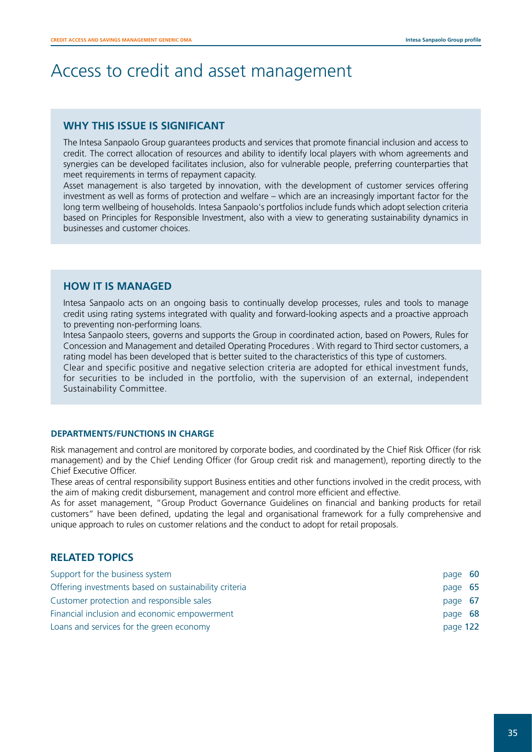# Access to credit and asset management

## WHY THIS ISSUE IS SIGNIFICANT

The Intesa Sanpaolo Group guarantees products and services that promote financial inclusion and access to credit. The correct allocation of resources and ability to identify local players with whom agreements and synergies can be developed facilitates inclusion, also for vulnerable people, preferring counterparties that meet requirements in terms of repayment capacity.

Asset management is also targeted by innovation, with the development of customer services offering investment as well as forms of protection and welfare – which are an increasingly important factor for the long term wellbeing of households. Intesa Sanpaolo's portfolios include funds which adopt selection criteria based on Principles for Responsible Investment, also with a view to generating sustainability dynamics in businesses and customer choices.

## HOW IT IS MANAGED

Intesa Sanpaolo acts on an ongoing basis to continually develop processes, rules and tools to manage credit using rating systems integrated with quality and forward-looking aspects and a proactive approach to preventing non-performing loans.

Intesa Sanpaolo steers, governs and supports the Group in coordinated action, based on Powers, Rules for Concession and Management and detailed Operating Procedures . With regard to Third sector customers, a rating model has been developed that is better suited to the characteristics of this type of customers.

Clear and specific positive and negative selection criteria are adopted for ethical investment funds, for securities to be included in the portfolio, with the supervision of an external, independent Sustainability Committee.

### DEPARTMENTS/FUNCTIONS IN CHARGE

Risk management and control are monitored by corporate bodies, and coordinated by the Chief Risk Officer (for risk management) and by the Chief Lending Officer (for Group credit risk and management), reporting directly to the Chief Executive Officer.

These areas of central responsibility support Business entities and other functions involved in the credit process, with the aim of making credit disbursement, management and control more efficient and effective.

As for asset management, "Group Product Governance Guidelines on financial and banking products for retail customers" have been defined, updating the legal and organisational framework for a fully comprehensive and unique approach to rules on customer relations and the conduct to adopt for retail proposals.

## RELATED TOPICS

| | |
|---|---|
| Support for the business system | page **60** |
| Offering investments based on sustainability criteria | page **65** |
| Customer protection and responsible sales | page **67** |
| Financial inclusion and economic empowerment | page **68** |
| Loans and services for the green economy | page **122** |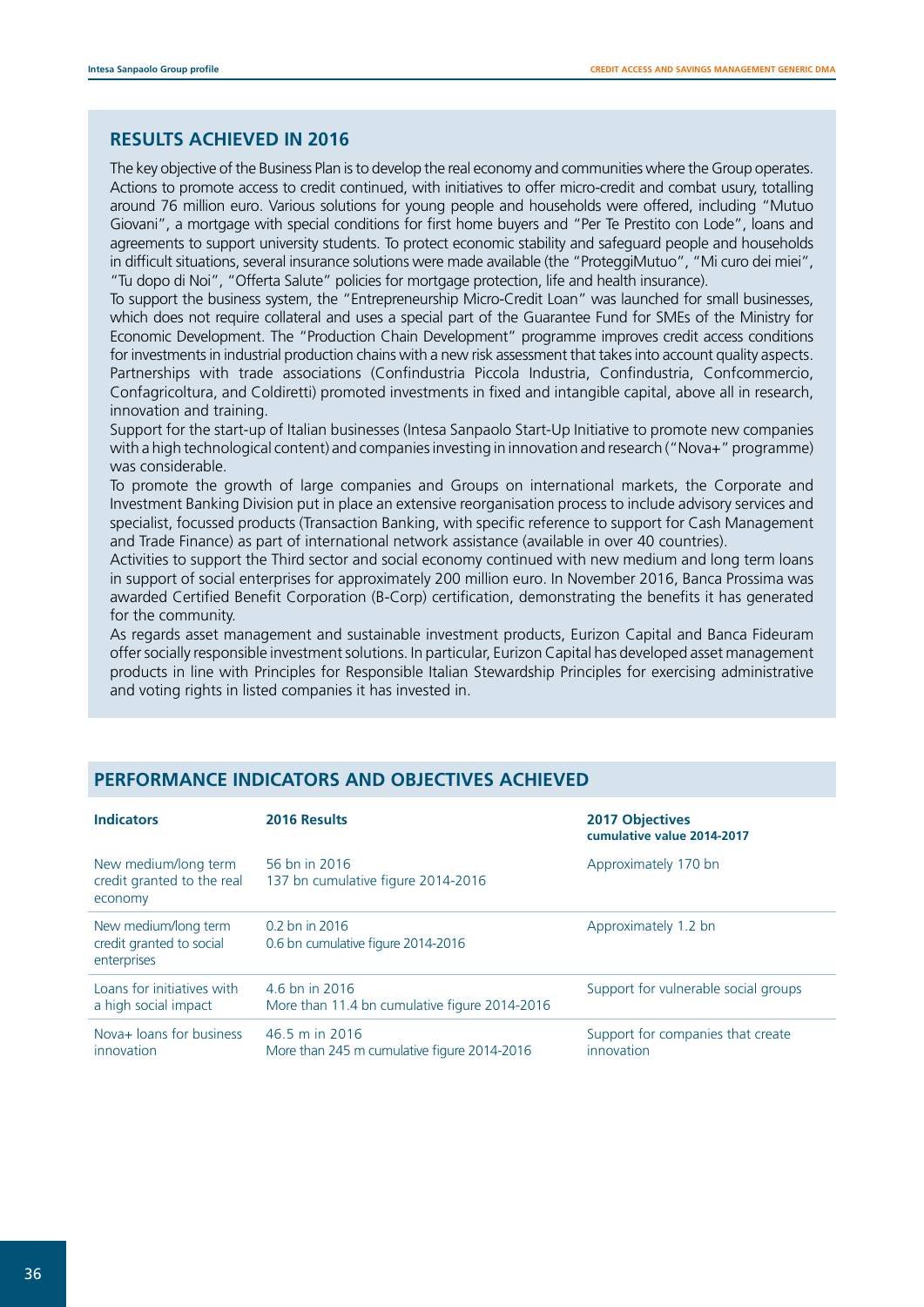## RESULTS ACHIEVED IN 2016

The key objective of the Business Plan is to develop the real economy and communities where the Group operates. Actions to promote access to credit continued, with initiatives to offer micro-credit and combat usury, totalling around 76 million euro. Various solutions for young people and households were offered, including "Mutuo Giovani", a mortgage with special conditions for first home buyers and "Per Te Prestito con Lode", loans and agreements to support university students. To protect economic stability and safeguard people and households in difficult situations, several insurance solutions were made available (the "ProteggiMutuo", "Mi curo dei miei", "Tu dopo di Noi", "Offerta Salute" policies for mortgage protection, life and health insurance).

To support the business system, the "Entrepreneurship Micro-Credit Loan" was launched for small businesses, which does not require collateral and uses a special part of the Guarantee Fund for SMEs of the Ministry for Economic Development. The "Production Chain Development" programme improves credit access conditions for investments in industrial production chains with a new risk assessment that takes into account quality aspects. Partnerships with trade associations (Confindustria Piccola Industria, Confindustria, Confcommercio, Confagricoltura, and Coldiretti) promoted investments in fixed and intangible capital, above all in research, innovation and training.

Support for the start-up of Italian businesses (Intesa Sanpaolo Start-Up Initiative to promote new companies with a high technological content) and companies investing in innovation and research ("Nova+" programme) was considerable.

To promote the growth of large companies and Groups on international markets, the Corporate and Investment Banking Division put in place an extensive reorganisation process to include advisory services and specialist, focussed products (Transaction Banking, with specific reference to support for Cash Management and Trade Finance) as part of international network assistance (available in over 40 countries).

Activities to support the Third sector and social economy continued with new medium and long term loans in support of social enterprises for approximately 200 million euro. In November 2016, Banca Prossima was awarded Certified Benefit Corporation (B-Corp) certification, demonstrating the benefits it has generated for the community.

As regards asset management and sustainable investment products, Eurizon Capital and Banca Fideuram offer socially responsible investment solutions. In particular, Eurizon Capital has developed asset management products in line with Principles for Responsible Italian Stewardship Principles for exercising administrative and voting rights in listed companies it has invested in.

## PERFORMANCE INDICATORS AND OBJECTIVES ACHIEVED

| Indicators | 2016 Results | 2017 Objectives cumulative value 2014-2017 |
|---|---|---|
| New medium/long term credit granted to the real economy | 56 bn in 2016<br>137 bn cumulative figure 2014-2016 | Approximately 170 bn |
| New medium/long term credit granted to social enterprises | 0.2 bn in 2016<br>0.6 bn cumulative figure 2014-2016 | Approximately 1.2 bn |
| Loans for initiatives with a high social impact | 4.6 bn in 2016<br>More than 11.4 bn cumulative figure 2014-2016 | Support for vulnerable social groups |
| Nova+ loans for business innovation | 46.5 m in 2016<br>More than 245 m cumulative figure 2014-2016 | Support for companies that create innovation |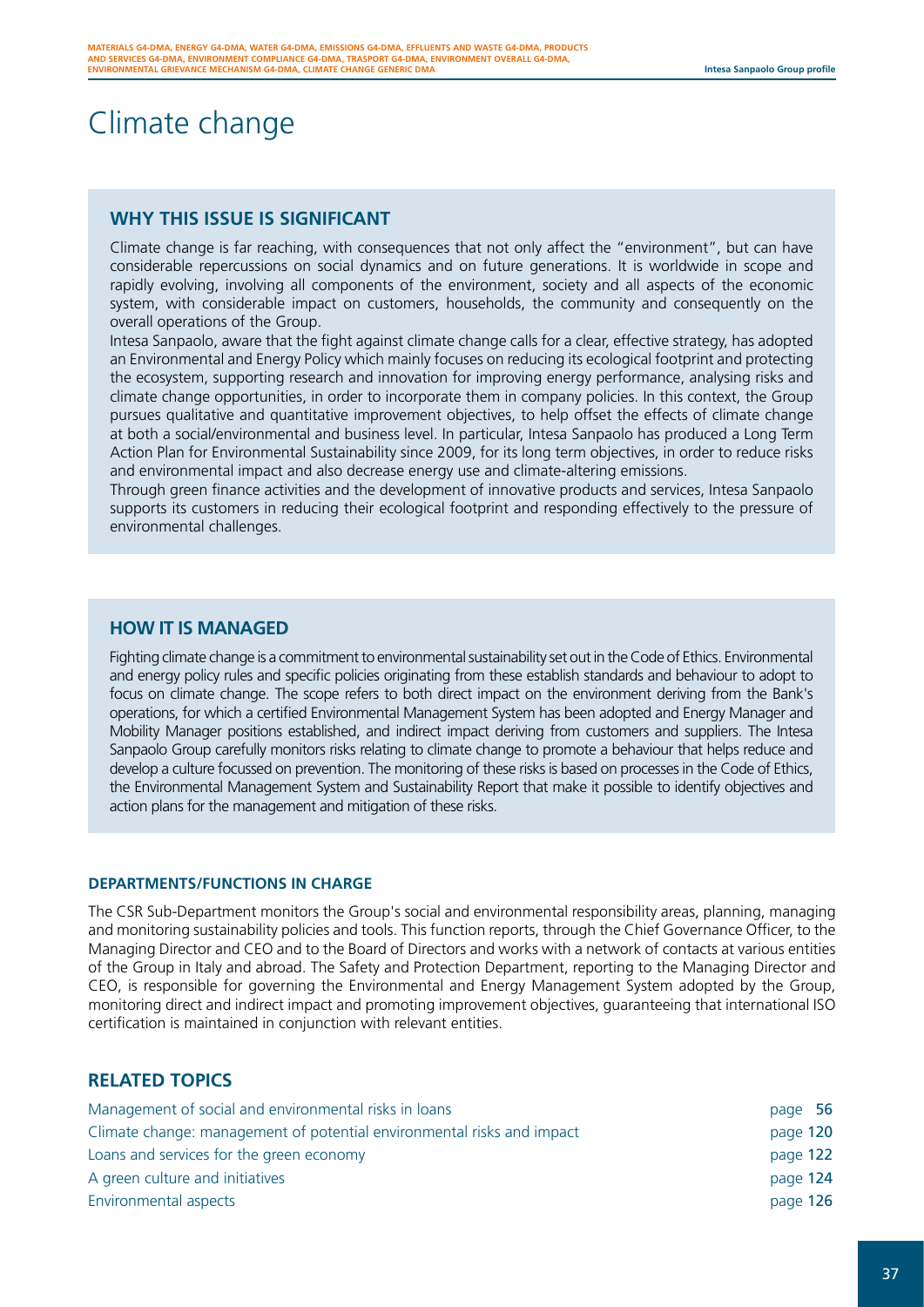# Climate change

## WHY THIS ISSUE IS SIGNIFICANT

Climate change is far reaching, with consequences that not only affect the "environment", but can have considerable repercussions on social dynamics and on future generations. It is worldwide in scope and rapidly evolving, involving all components of the environment, society and all aspects of the economic system, with considerable impact on customers, households, the community and consequently on the overall operations of the Group.

Intesa Sanpaolo, aware that the fight against climate change calls for a clear, effective strategy, has adopted an Environmental and Energy Policy which mainly focuses on reducing its ecological footprint and protecting the ecosystem, supporting research and innovation for improving energy performance, analysing risks and climate change opportunities, in order to incorporate them in company policies. In this context, the Group pursues qualitative and quantitative improvement objectives, to help offset the effects of climate change at both a social/environmental and business level. In particular, Intesa Sanpaolo has produced a Long Term Action Plan for Environmental Sustainability since 2009, for its long term objectives, in order to reduce risks and environmental impact and also decrease energy use and climate-altering emissions.

Through green finance activities and the development of innovative products and services, Intesa Sanpaolo supports its customers in reducing their ecological footprint and responding effectively to the pressure of environmental challenges.

## HOW IT IS MANAGED

Fighting climate change is a commitment to environmental sustainability set out in the Code of Ethics. Environmental and energy policy rules and specific policies originating from these establish standards and behaviour to adopt to focus on climate change. The scope refers to both direct impact on the environment deriving from the Bank's operations, for which a certified Environmental Management System has been adopted and Energy Manager and Mobility Manager positions established, and indirect impact deriving from customers and suppliers. The Intesa Sanpaolo Group carefully monitors risks relating to climate change to promote a behaviour that helps reduce and develop a culture focussed on prevention. The monitoring of these risks is based on processes in the Code of Ethics, the Environmental Management System and Sustainability Report that make it possible to identify objectives and action plans for the management and mitigation of these risks.

### DEPARTMENTS/FUNCTIONS IN CHARGE

The CSR Sub-Department monitors the Group's social and environmental responsibility areas, planning, managing and monitoring sustainability policies and tools. This function reports, through the Chief Governance Officer, to the Managing Director and CEO and to the Board of Directors and works with a network of contacts at various entities of the Group in Italy and abroad. The Safety and Protection Department, reporting to the Managing Director and CEO, is responsible for governing the Environmental and Energy Management System adopted by the Group, monitoring direct and indirect impact and promoting improvement objectives, guaranteeing that international ISO certification is maintained in conjunction with relevant entities.

## RELATED TOPICS

| | |
|---|---|
| Management of social and environmental risks in loans | page **56** |
| Climate change: management of potential environmental risks and impact | page **120** |
| Loans and services for the green economy | page **122** |
| A green culture and initiatives | page **124** |
| Environmental aspects | page **126** |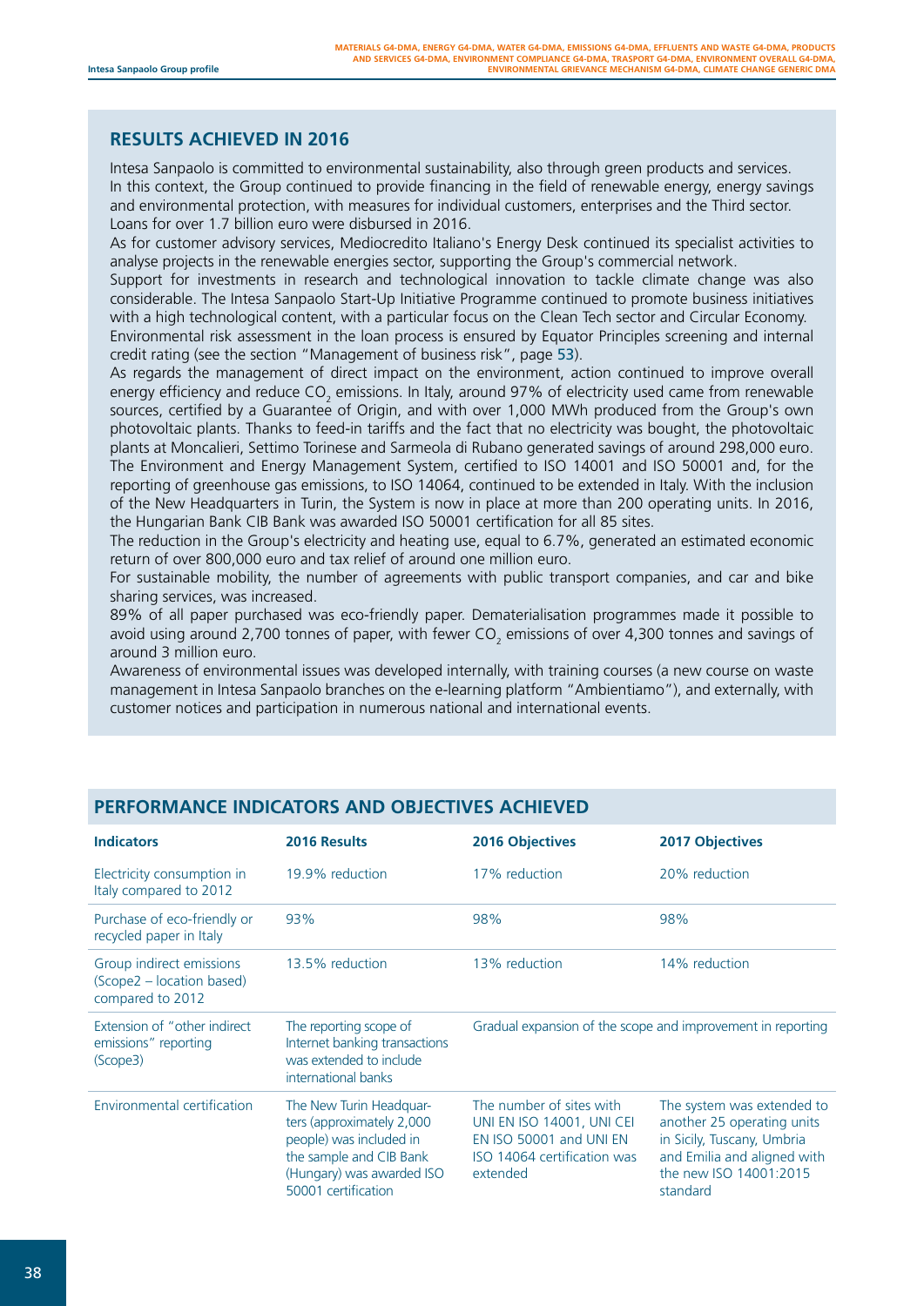## RESULTS ACHIEVED IN 2016

Intesa Sanpaolo is committed to environmental sustainability, also through green products and services. In this context, the Group continued to provide financing in the field of renewable energy, energy savings and environmental protection, with measures for individual customers, enterprises and the Third sector. Loans for over 1.7 billion euro were disbursed in 2016.

As for customer advisory services, Mediocredito Italiano's Energy Desk continued its specialist activities to analyse projects in the renewable energies sector, supporting the Group's commercial network.

Support for investments in research and technological innovation to tackle climate change was also considerable. The Intesa Sanpaolo Start-Up Initiative Programme continued to promote business initiatives with a high technological content, with a particular focus on the Clean Tech sector and Circular Economy.

Environmental risk assessment in the loan process is ensured by Equator Principles screening and internal credit rating (see the section "Management of business risk", page 53).

As regards the management of direct impact on the environment, action continued to improve overall energy efficiency and reduce $CO_2$ emissions. In Italy, around 97% of electricity used came from renewable sources, certified by a Guarantee of Origin, and with over 1,000 MWh produced from the Group's own photovoltaic plants. Thanks to feed-in tariffs and the fact that no electricity was bought, the photovoltaic plants at Moncalieri, Settimo Torinese and Sarmeola di Rubano generated savings of around 298,000 euro.

The Environment and Energy Management System, certified to ISO 14001 and ISO 50001 and, for the reporting of greenhouse gas emissions, to ISO 14064, continued to be extended in Italy. With the inclusion of the New Headquarters in Turin, the System is now in place at more than 200 operating units. In 2016, the Hungarian Bank CIB Bank was awarded ISO 50001 certification for all 85 sites.

The reduction in the Group's electricity and heating use, equal to 6.7%, generated an estimated economic return of over 800,000 euro and tax relief of around one million euro.

For sustainable mobility, the number of agreements with public transport companies, and car and bike sharing services, was increased.

89% of all paper purchased was eco-friendly paper. Dematerialisation programmes made it possible to avoid using around 2,700 tonnes of paper, with fewer $CO_2$ emissions of over 4,300 tonnes and savings of around 3 million euro.

Awareness of environmental issues was developed internally, with training courses (a new course on waste management in Intesa Sanpaolo branches on the e-learning platform "Ambientiamo"), and externally, with customer notices and participation in numerous national and international events.

## PERFORMANCE INDICATORS AND OBJECTIVES ACHIEVED

| Indicators | 2016 Results | 2016 Objectives | 2017 Objectives |
|---|---|---|---|
| Electricity consumption in Italy compared to 2012 | 19.9% reduction | 17% reduction | 20% reduction |
| Purchase of eco-friendly or recycled paper in Italy | 93% | 98% | 98% |
| Group indirect emissions (Scope2 – location based) compared to 2012 | 13.5% reduction | 13% reduction | 14% reduction |
| Extension of "other indirect emissions" reporting (Scope3) | The reporting scope of Internet banking transactions was extended to include international banks | Gradual expansion of the scope and improvement in reporting | |
| Environmental certification | The New Turin Headquarters (approximately 2,000 people) was included in the sample and CIB Bank (Hungary) was awarded ISO 50001 certification | The number of sites with UNI EN ISO 14001, UNI CEI EN ISO 50001 and UNI EN ISO 14064 certification was extended | The system was extended to another 25 operating units in Sicily, Tuscany, Umbria and Emilia and aligned with the new ISO 14001:2015 standard |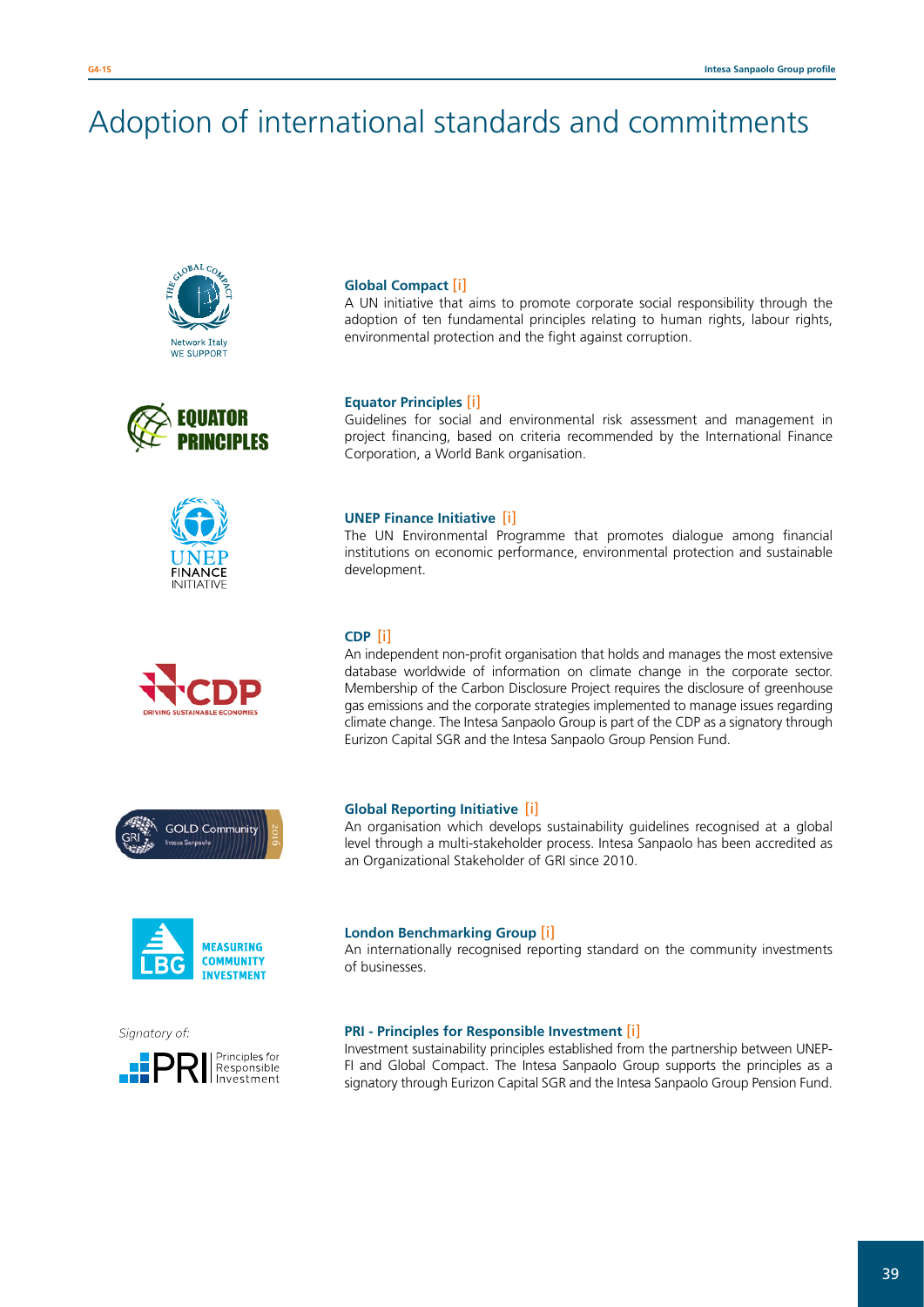# Adoption of international standards and commitments

**Global Compact** [i]

A UN initiative that aims to promote corporate social responsibility through the adoption of ten fundamental principles relating to human rights, labour rights, environmental protection and the fight against corruption.

**Equator Principles** [i]

Guidelines for social and environmental risk assessment and management in project financing, based on criteria recommended by the International Finance Corporation, a World Bank organisation.

**UNEP Finance Initiative** [i]

The UN Environmental Programme that promotes dialogue among financial institutions on economic performance, environmental protection and sustainable development.

**CDP** [i]

An independent non-profit organisation that holds and manages the most extensive database worldwide of information on climate change in the corporate sector. Membership of the Carbon Disclosure Project requires the disclosure of greenhouse gas emissions and the corporate strategies implemented to manage issues regarding climate change. The Intesa Sanpaolo Group is part of the CDP as a signatory through Eurizon Capital SGR and the Intesa Sanpaolo Group Pension Fund.

**Global Reporting Initiative** [i]

An organisation which develops sustainability guidelines recognised at a global level through a multi-stakeholder process. Intesa Sanpaolo has been accredited as an Organizational Stakeholder of GRI since 2010.

**London Benchmarking Group** [i]

An internationally recognised reporting standard on the community investments of businesses.

Signatory of:

**PRI - Principles for Responsible Investment** [i]

Investment sustainability principles established from the partnership between UNEP-FI and Global Compact. The Intesa Sanpaolo Group supports the principles as a signatory through Eurizon Capital SGR and the Intesa Sanpaolo Group Pension Fund.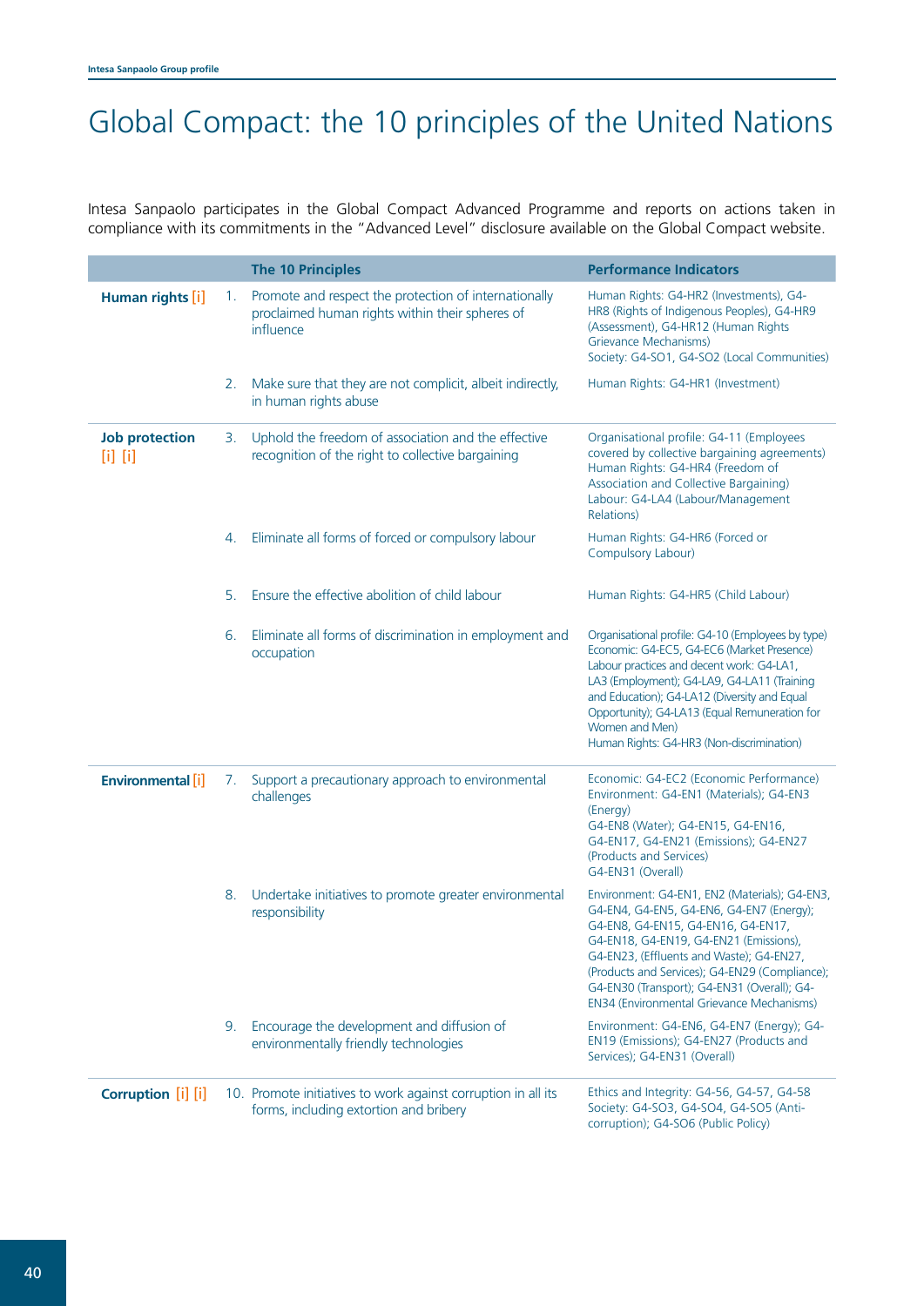# Global Compact: the 10 principles of the United Nations

Intesa Sanpaolo participates in the Global Compact Advanced Programme and reports on actions taken in compliance with its commitments in the "Advanced Level" disclosure available on the Global Compact website.

| | | The 10 Principles | Performance Indicators |
|---|---|---|---|
| **Human rights** [i] | 1. | Promote and respect the protection of internationally proclaimed human rights within their spheres of influence | Human Rights: G4-HR2 (Investments), G4-HR8 (Rights of Indigenous Peoples), G4-HR9 (Assessment), G4-HR12 (Human Rights Grievance Mechanisms)<br>Society: G4-SO1, G4-SO2 (Local Communities) |
| | 2. | Make sure that they are not complicit, albeit indirectly, in human rights abuse | Human Rights: G4-HR1 (Investment) |
| **Job protection** [i] [i] | 3. | Uphold the freedom of association and the effective recognition of the right to collective bargaining | Organisational profile: G4-11 (Employees covered by collective bargaining agreements)<br>Human Rights: G4-HR4 (Freedom of Association and Collective Bargaining)<br>Labour: G4-LA4 (Labour/Management Relations) |
| | 4. | Eliminate all forms of forced or compulsory labour | Human Rights: G4-HR6 (Forced or Compulsory Labour) |
| | 5. | Ensure the effective abolition of child labour | Human Rights: G4-HR5 (Child Labour) |
| | 6. | Eliminate all forms of discrimination in employment and occupation | Organisational profile: G4-10 (Employees by type)<br>Economic: G4-EC5, G4-EC6 (Market Presence)<br>Labour practices and decent work: G4-LA1, LA3 (Employment); G4-LA9, G4-LA11 (Training and Education); G4-LA12 (Diversity and Equal Opportunity); G4-LA13 (Equal Remuneration for Women and Men)<br>Human Rights: G4-HR3 (Non-discrimination) |
| **Environmental** [i] | 7. | Support a precautionary approach to environmental challenges | Economic: G4-EC2 (Economic Performance)<br>Environment: G4-EN1 (Materials); G4-EN3 (Energy)<br>G4-EN8 (Water); G4-EN15, G4-EN16, G4-EN17, G4-EN21 (Emissions); G4-EN27 (Products and Services)<br>G4-EN31 (Overall) |
| | 8. | Undertake initiatives to promote greater environmental responsibility | Environment: G4-EN1, EN2 (Materials); G4-EN3, G4-EN4, G4-EN5, G4-EN6, G4-EN7 (Energy); G4-EN8, G4-EN15, G4-EN16, G4-EN17, G4-EN18, G4-EN19, G4-EN21 (Emissions), G4-EN23, (Effluents and Waste); G4-EN27, (Products and Services); G4-EN29 (Compliance); G4-EN30 (Transport); G4-EN31 (Overall); G4-EN34 (Environmental Grievance Mechanisms) |
| | 9. | Encourage the development and diffusion of environmentally friendly technologies | Environment: G4-EN6, G4-EN7 (Energy); G4-EN19 (Emissions); G4-EN27 (Products and Services); G4-EN31 (Overall) |
| **Corruption** [i] [i] | 10. | Promote initiatives to work against corruption in all its forms, including extortion and bribery | Ethics and Integrity: G4-56, G4-57, G4-58<br>Society: G4-SO3, G4-SO4, G4-SO5 (Anti-corruption); G4-SO6 (Public Policy) |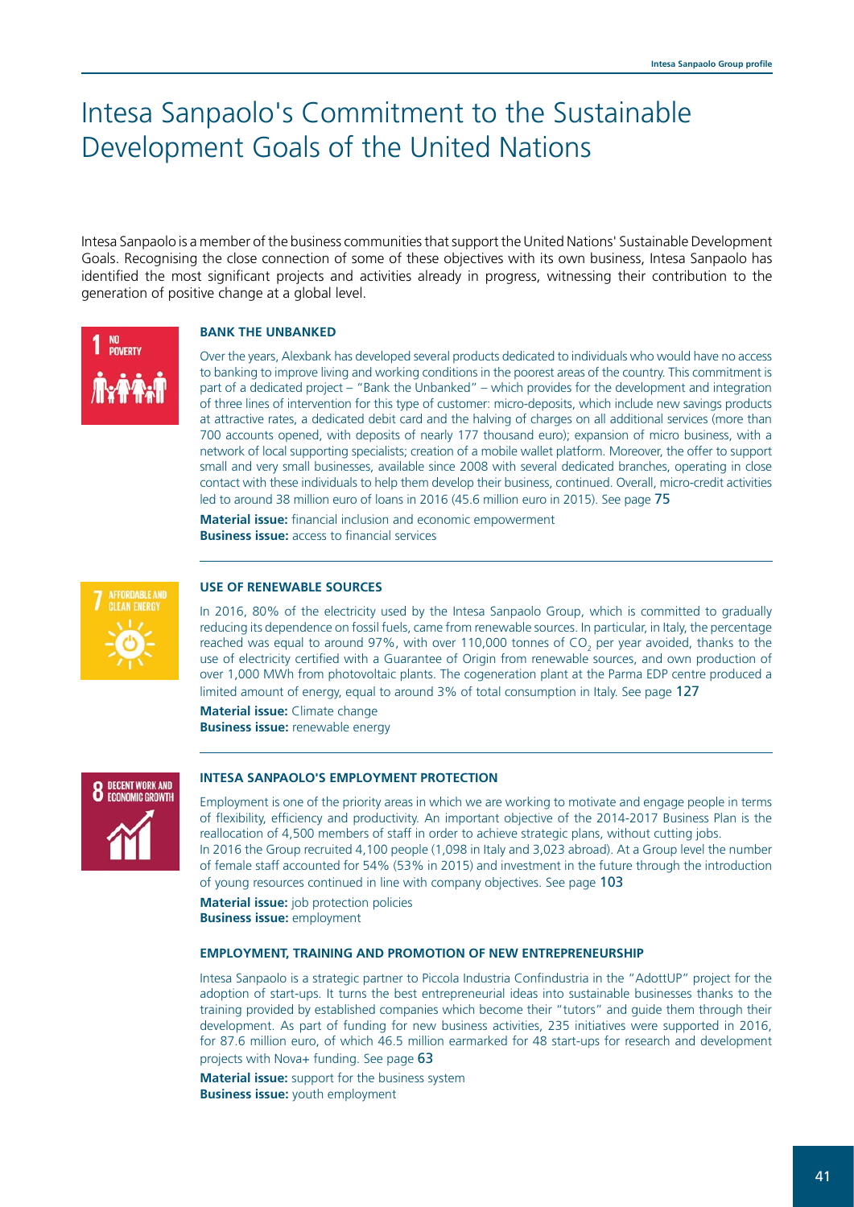# Intesa Sanpaolo's Commitment to the Sustainable Development Goals of the United Nations

Intesa Sanpaolo is a member of the business communities that support the United Nations' Sustainable Development Goals. Recognising the close connection of some of these objectives with its own business, Intesa Sanpaolo has identified the most significant projects and activities already in progress, witnessing their contribution to the generation of positive change at a global level.

1 NO POVERTY

### BANK THE UNBANKED

Over the years, Alexbank has developed several products dedicated to individuals who would have no access to banking to improve living and working conditions in the poorest areas of the country. This commitment is part of a dedicated project – "Bank the Unbanked" – which provides for the development and integration of three lines of intervention for this type of customer: micro-deposits, which include new savings products at attractive rates, a dedicated debit card and the halving of charges on all additional services (more than 700 accounts opened, with deposits of nearly 177 thousand euro); expansion of micro business, with a network of local supporting specialists; creation of a mobile wallet platform. Moreover, the offer to support small and very small businesses, available since 2008 with several dedicated branches, operating in close contact with these individuals to help them develop their business, continued. Overall, micro-credit activities led to around 38 million euro of loans in 2016 (45.6 million euro in 2015). See page 75

**Material issue:** financial inclusion and economic empowerment
**Business issue:** access to financial services

---

7 AFFORDABLE AND CLEAN ENERGY

### USE OF RENEWABLE SOURCES

In 2016, 80% of the electricity used by the Intesa Sanpaolo Group, which is committed to gradually reducing its dependence on fossil fuels, came from renewable sources. In particular, in Italy, the percentage reached was equal to around 97%, with over 110,000 tonnes of $CO_2$ per year avoided, thanks to the use of electricity certified with a Guarantee of Origin from renewable sources, and own production of over 1,000 MWh from photovoltaic plants. The cogeneration plant at the Parma EDP centre produced a limited amount of energy, equal to around 3% of total consumption in Italy. See page 127

**Material issue:** Climate change
**Business issue:** renewable energy

---

8 DECENT WORK AND ECONOMIC GROWTH

### INTESA SANPAOLO'S EMPLOYMENT PROTECTION

Employment is one of the priority areas in which we are working to motivate and engage people in terms of flexibility, efficiency and productivity. An important objective of the 2014-2017 Business Plan is the reallocation of 4,500 members of staff in order to achieve strategic plans, without cutting jobs.
In 2016 the Group recruited 4,100 people (1,098 in Italy and 3,023 abroad). At a Group level the number of female staff accounted for 54% (53% in 2015) and investment in the future through the introduction of young resources continued in line with company objectives. See page 103

**Material issue:** job protection policies
**Business issue:** employment

### EMPLOYMENT, TRAINING AND PROMOTION OF NEW ENTREPRENEURSHIP

Intesa Sanpaolo is a strategic partner to Piccola Industria Confindustria in the "AdottUP" project for the adoption of start-ups. It turns the best entrepreneurial ideas into sustainable businesses thanks to the training provided by established companies which become their "tutors" and guide them through their development. As part of funding for new business activities, 235 initiatives were supported in 2016, for 87.6 million euro, of which 46.5 million earmarked for 48 start-ups for research and development projects with Nova+ funding. See page 63

**Material issue:** support for the business system
**Business issue:** youth employment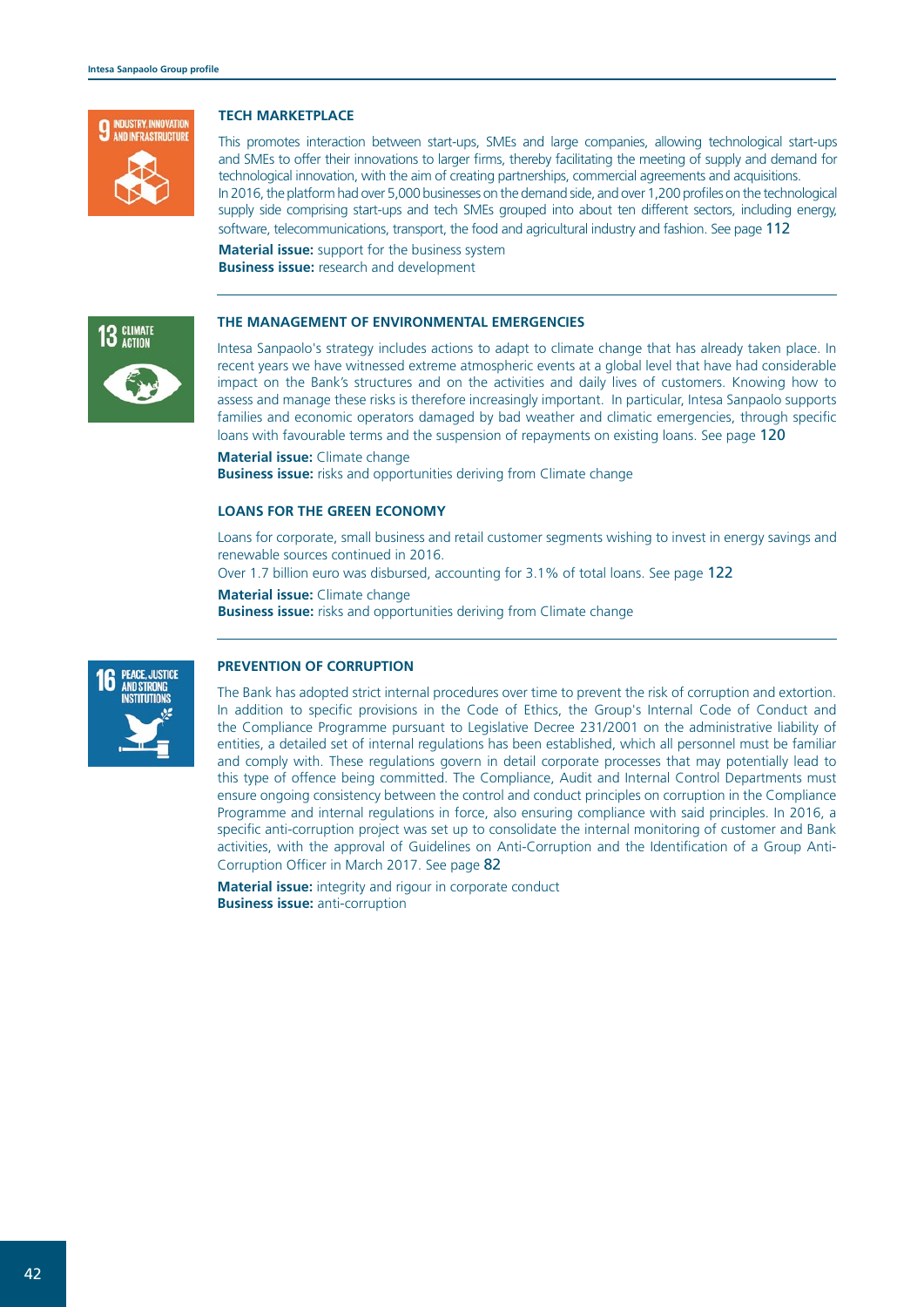### TECH MARKETPLACE

This promotes interaction between start-ups, SMEs and large companies, allowing technological start-ups and SMEs to offer their innovations to larger firms, thereby facilitating the meeting of supply and demand for technological innovation, with the aim of creating partnerships, commercial agreements and acquisitions.
In 2016, the platform had over 5,000 businesses on the demand side, and over 1,200 profiles on the technological supply side comprising start-ups and tech SMEs grouped into about ten different sectors, including energy, software, telecommunications, transport, the food and agricultural industry and fashion. See page **112**

**Material issue:** support for the business system
**Business issue:** research and development

---

### THE MANAGEMENT OF ENVIRONMENTAL EMERGENCIES

Intesa Sanpaolo's strategy includes actions to adapt to climate change that has already taken place. In recent years we have witnessed extreme atmospheric events at a global level that have had considerable impact on the Bank's structures and on the activities and daily lives of customers. Knowing how to assess and manage these risks is therefore increasingly important. In particular, Intesa Sanpaolo supports families and economic operators damaged by bad weather and climatic emergencies, through specific loans with favourable terms and the suspension of repayments on existing loans. See page **120**

**Material issue:** Climate change
**Business issue:** risks and opportunities deriving from Climate change

### LOANS FOR THE GREEN ECONOMY

Loans for corporate, small business and retail customer segments wishing to invest in energy savings and renewable sources continued in 2016.
Over 1.7 billion euro was disbursed, accounting for 3.1% of total loans. See page **122**

**Material issue:** Climate change
**Business issue:** risks and opportunities deriving from Climate change

---

### PREVENTION OF CORRUPTION

The Bank has adopted strict internal procedures over time to prevent the risk of corruption and extortion. In addition to specific provisions in the Code of Ethics, the Group's Internal Code of Conduct and the Compliance Programme pursuant to Legislative Decree 231/2001 on the administrative liability of entities, a detailed set of internal regulations has been established, which all personnel must be familiar and comply with. These regulations govern in detail corporate processes that may potentially lead to this type of offence being committed. The Compliance, Audit and Internal Control Departments must ensure ongoing consistency between the control and conduct principles on corruption in the Compliance Programme and internal regulations in force, also ensuring compliance with said principles. In 2016, a specific anti-corruption project was set up to consolidate the internal monitoring of customer and Bank activities, with the approval of Guidelines on Anti-Corruption and the Identification of a Group Anti-Corruption Officer in March 2017. See page **82**

**Material issue:** integrity and rigour in corporate conduct
**Business issue:** anti-corruption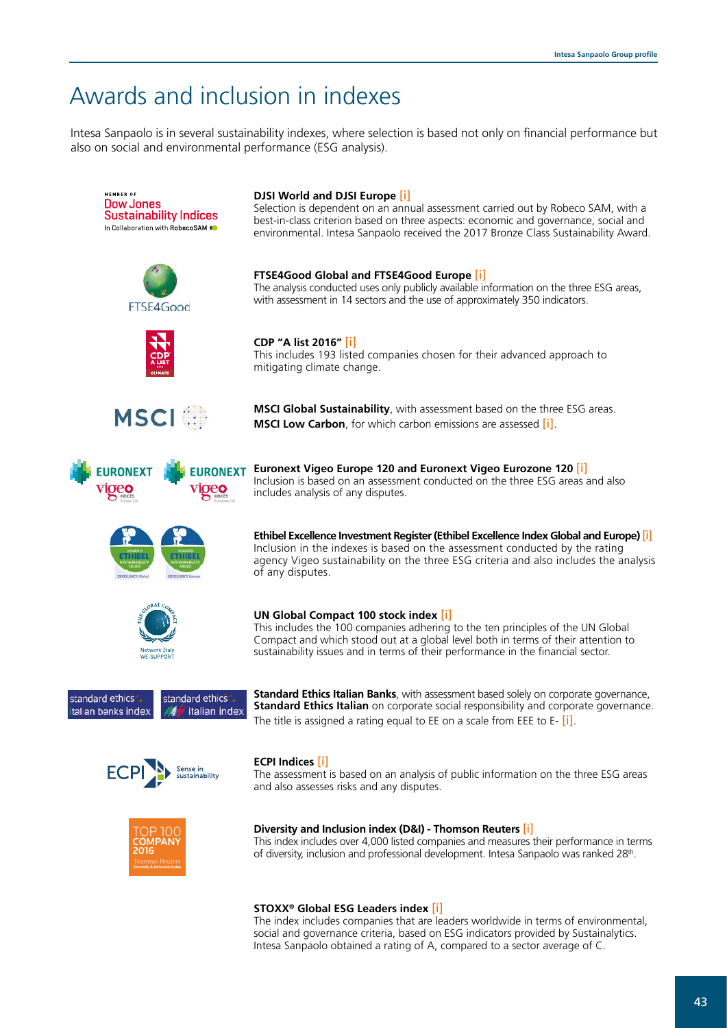# Awards and inclusion in indexes

Intesa Sanpaolo is in several sustainability indexes, where selection is based not only on financial performance but also on social and environmental performance (ESG analysis).

**DJSI World and DJSI Europe** [i]
Selection is dependent on an annual assessment carried out by Robeco SAM, with a best-in-class criterion based on three aspects: economic and governance, social and environmental. Intesa Sanpaolo received the 2017 Bronze Class Sustainability Award.

**FTSE4Good Global and FTSE4Good Europe** [i]
The analysis conducted uses only publicly available information on the three ESG areas, with assessment in 14 sectors and the use of approximately 350 indicators.

**CDP "A list 2016"** [i]
This includes 193 listed companies chosen for their advanced approach to mitigating climate change.

**MSCI Global Sustainability**, with assessment based on the three ESG areas.
**MSCI Low Carbon**, for which carbon emissions are assessed [i].

**Euronext Vigeo Europe 120 and Euronext Vigeo Eurozone 120** [i]
Inclusion is based on an assessment conducted on the three ESG areas and also includes analysis of any disputes.

**Ethibel Excellence Investment Register (Ethibel Excellence Index Global and Europe)** [i]
Inclusion in the indexes is based on the assessment conducted by the rating agency Vigeo sustainability on the three ESG criteria and also includes the analysis of any disputes.

**UN Global Compact 100 stock index** [i]
This includes the 100 companies adhering to the ten principles of the UN Global Compact and which stood out at a global level both in terms of their attention to sustainability issues and in terms of their performance in the financial sector.

**Standard Ethics Italian Banks**, with assessment based solely on corporate governance, **Standard Ethics Italian** on corporate social responsibility and corporate governance. The title is assigned a rating equal to EE on a scale from EEE to E- [i].

**ECPI Indices** [i]
The assessment is based on an analysis of public information on the three ESG areas and also assesses risks and any disputes.

**Diversity and Inclusion index (D&I) - Thomson Reuters** [i]
This index includes over 4,000 listed companies and measures their performance in terms of diversity, inclusion and professional development. Intesa Sanpaolo was ranked 28th.

**STOXX® Global ESG Leaders index** [i]
The index includes companies that are leaders worldwide in terms of environmental, social and governance criteria, based on ESG indicators provided by Sustainalytics. Intesa Sanpaolo obtained a rating of A, compared to a sector average of C.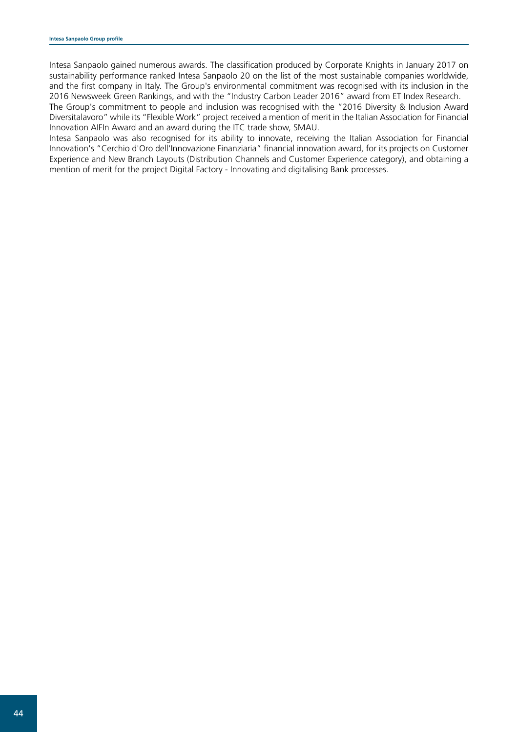Intesa Sanpaolo gained numerous awards. The classification produced by Corporate Knights in January 2017 on sustainability performance ranked Intesa Sanpaolo 20 on the list of the most sustainable companies worldwide, and the first company in Italy. The Group's environmental commitment was recognised with its inclusion in the 2016 Newsweek Green Rankings, and with the "Industry Carbon Leader 2016" award from ET Index Research.

The Group's commitment to people and inclusion was recognised with the "2016 Diversity & Inclusion Award Diversitalavoro" while its "Flexible Work" project received a mention of merit in the Italian Association for Financial Innovation AIFIn Award and an award during the ITC trade show, SMAU.

Intesa Sanpaolo was also recognised for its ability to innovate, receiving the Italian Association for Financial Innovation's "Cerchio d'Oro dell'Innovazione Finanziaria" financial innovation award, for its projects on Customer Experience and New Branch Layouts (Distribution Channels and Customer Experience category), and obtaining a mention of merit for the project Digital Factory - Innovating and digitalising Bank processes.